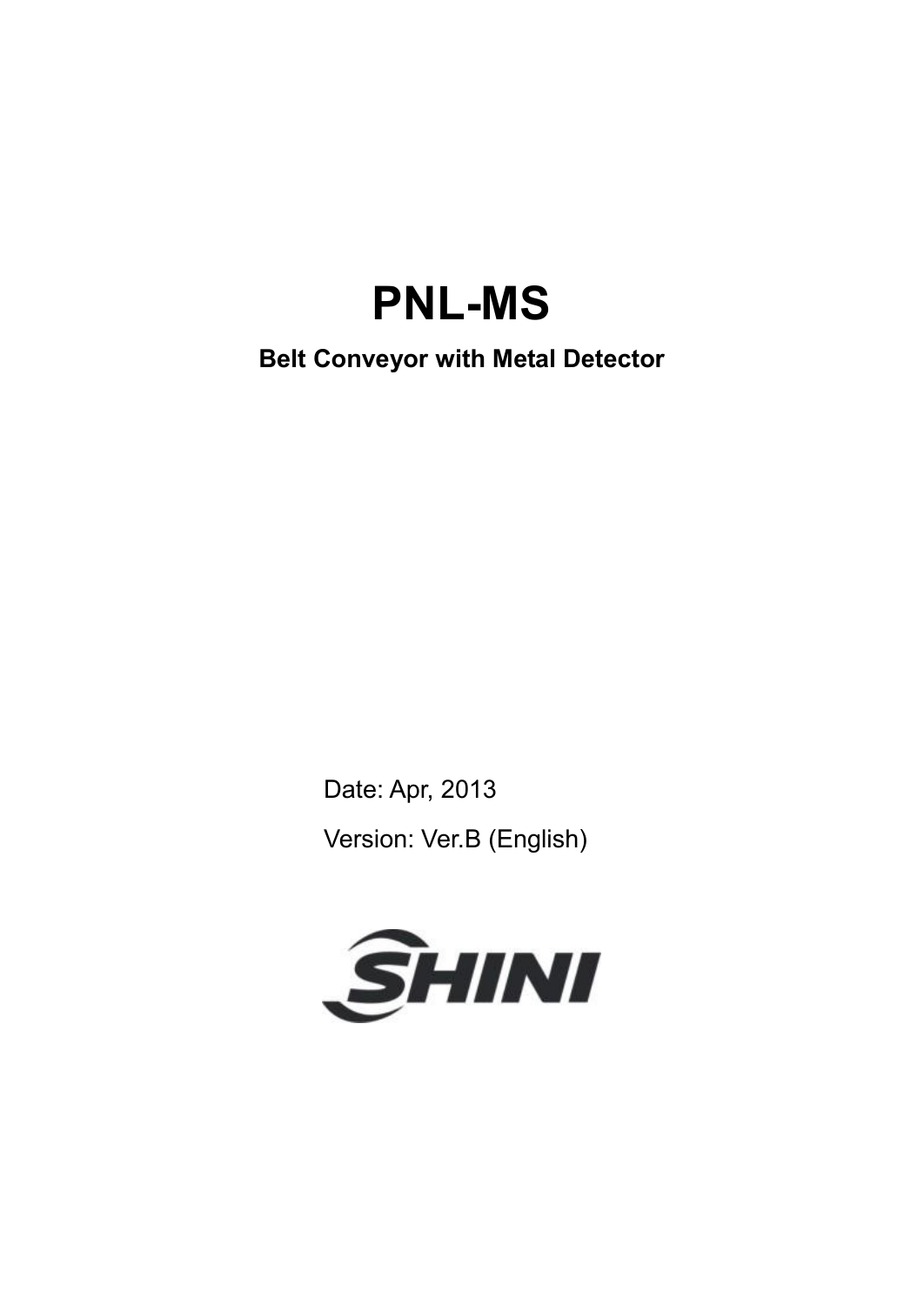# PNL-MS

**Belt Conveyor with Metal Detector**

Date: Apr, 2013

Version: Ver.B (English)

SHINI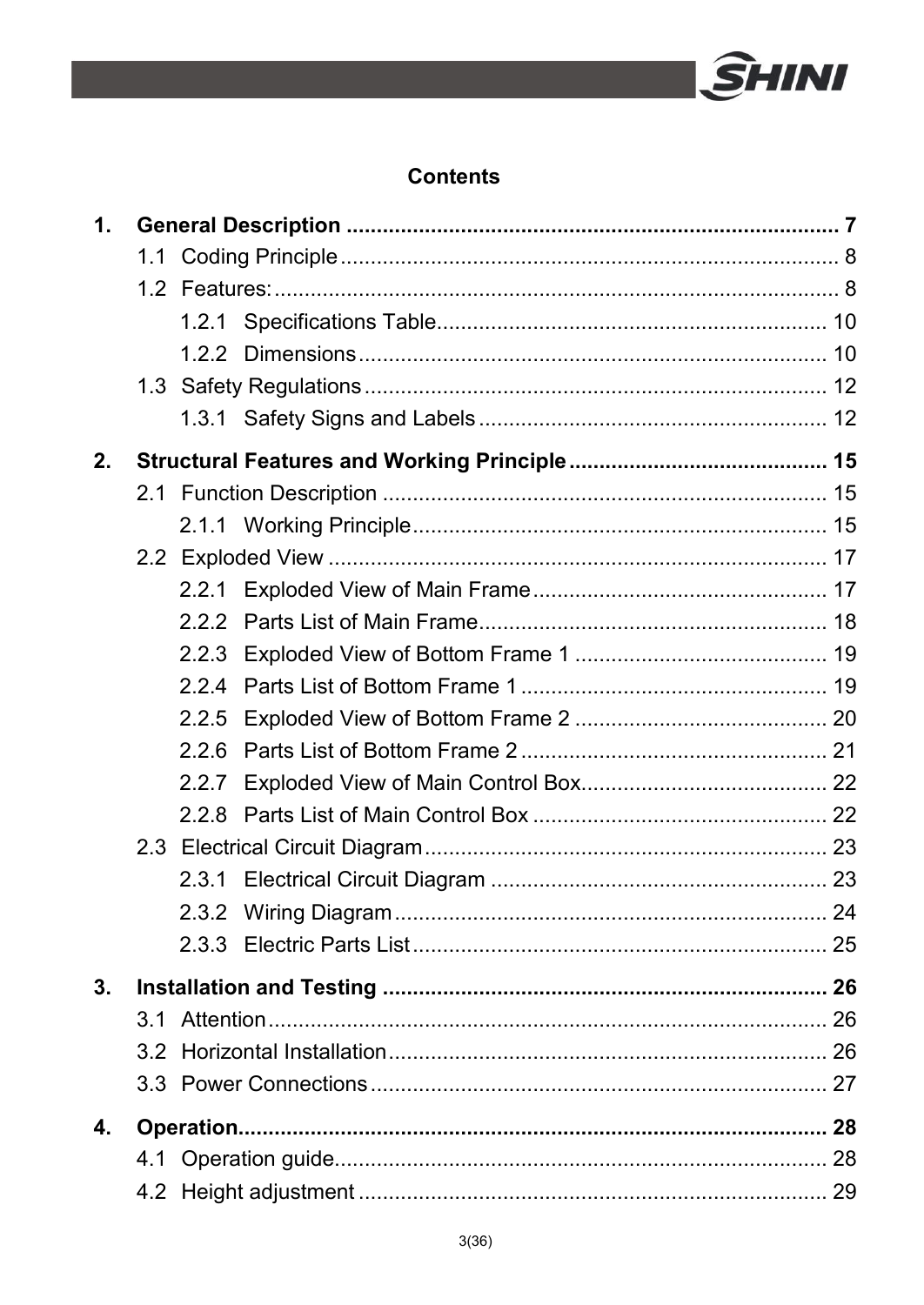## Contents

**1. General Description .................................................................................. 7**

- 1.1 Coding Principle ........................................................................................ 8
- 1.2 Features: ................................................................................................... 8
  - 1.2.1 Specifications Table ....................................................................... 10
  - 1.2.2 Dimensions ..................................................................................... 10
- 1.3 Safety Regulations ................................................................................... 12
  - 1.3.1 Safety Signs and Labels ................................................................. 12

**2. Structural Features and Working Principle .......................................... 15**

- 2.1 Function Description ................................................................................ 15
  - 2.1.1 Working Principle ............................................................................ 15
- 2.2 Exploded View .......................................................................................... 17
  - 2.2.1 Exploded View of Main Frame ........................................................ 17
  - 2.2.2 Parts List of Main Frame ................................................................. 18
  - 2.2.3 Exploded View of Bottom Frame 1 .................................................. 19
  - 2.2.4 Parts List of Bottom Frame 1 .......................................................... 19
  - 2.2.5 Exploded View of Bottom Frame 2 .................................................. 20
  - 2.2.6 Parts List of Bottom Frame 2 .......................................................... 21
  - 2.2.7 Exploded View of Main Control Box ................................................ 22
  - 2.2.8 Parts List of Main Control Box ........................................................ 22
- 2.3 Electrical Circuit Diagram ......................................................................... 23
  - 2.3.1 Electrical Circuit Diagram ............................................................... 23
  - 2.3.2 Wiring Diagram ............................................................................... 24
  - 2.3.3 Electric Parts List ............................................................................ 25

**3. Installation and Testing ......................................................................... 26**

- 3.1 Attention ................................................................................................... 26
- 3.2 Horizontal Installation ............................................................................... 26
- 3.3 Power Connections .................................................................................. 27

**4. Operation ................................................................................................. 28**

- 4.1 Operation guide ........................................................................................ 28
- 4.2 Height adjustment ..................................................................................... 29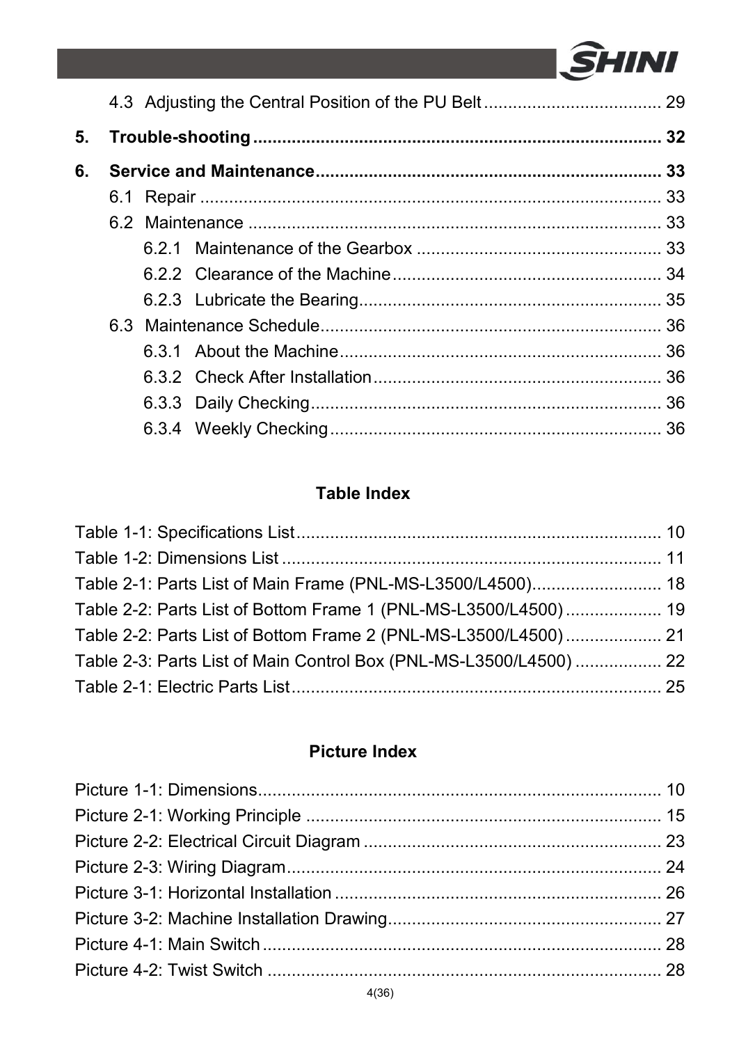4.3 Adjusting the Central Position of the PU Belt ..................................... 29

**5. Trouble-shooting ..................................................................................... 32**

**6. Service and Maintenance ........................................................................ 33**

6.1 Repair ................................................................................................. 33

6.2 Maintenance ....................................................................................... 33

6.2.1 Maintenance of the Gearbox ................................................... 33

6.2.2 Clearance of the Machine ........................................................ 34

6.2.3 Lubricate the Bearing ............................................................... 35

6.3 Maintenance Schedule ....................................................................... 36

6.3.1 About the Machine ................................................................... 36

6.3.2 Check After Installation ............................................................ 36

6.3.3 Daily Checking ......................................................................... 36

6.3.4 Weekly Checking ..................................................................... 36

## Table Index

Table 1-1: Specifications List ............................................................................ 10

Table 1-2: Dimensions List ............................................................................... 11

Table 2-1: Parts List of Main Frame (PNL-MS-L3500/L4500) ........................... 18

Table 2-2: Parts List of Bottom Frame 1 (PNL-MS-L3500/L4500) .................... 19

Table 2-2: Parts List of Bottom Frame 2 (PNL-MS-L3500/L4500) .................... 21

Table 2-3: Parts List of Main Control Box (PNL-MS-L3500/L4500) .................. 22

Table 2-1: Electric Parts List ............................................................................. 25

## Picture Index

Picture 1-1: Dimensions .................................................................................... 10

Picture 2-1: Working Principle .......................................................................... 15

Picture 2-2: Electrical Circuit Diagram .............................................................. 23

Picture 2-3: Wiring Diagram .............................................................................. 24

Picture 3-1: Horizontal Installation .................................................................... 26

Picture 3-2: Machine Installation Drawing ......................................................... 27

Picture 4-1: Main Switch ................................................................................... 28

Picture 4-2: Twist Switch .................................................................................. 28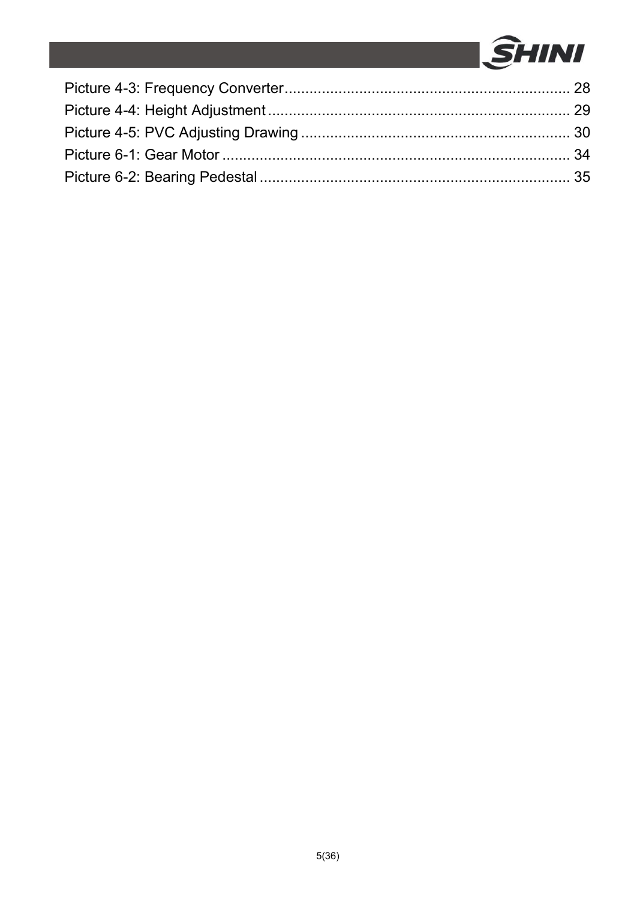Picture 4-3: Frequency Converter..................................................................... 28
Picture 4-4: Height Adjustment......................................................................... 29
Picture 4-5: PVC Adjusting Drawing ................................................................. 30
Picture 6-1: Gear Motor .................................................................................... 34
Picture 6-2: Bearing Pedestal ........................................................................... 35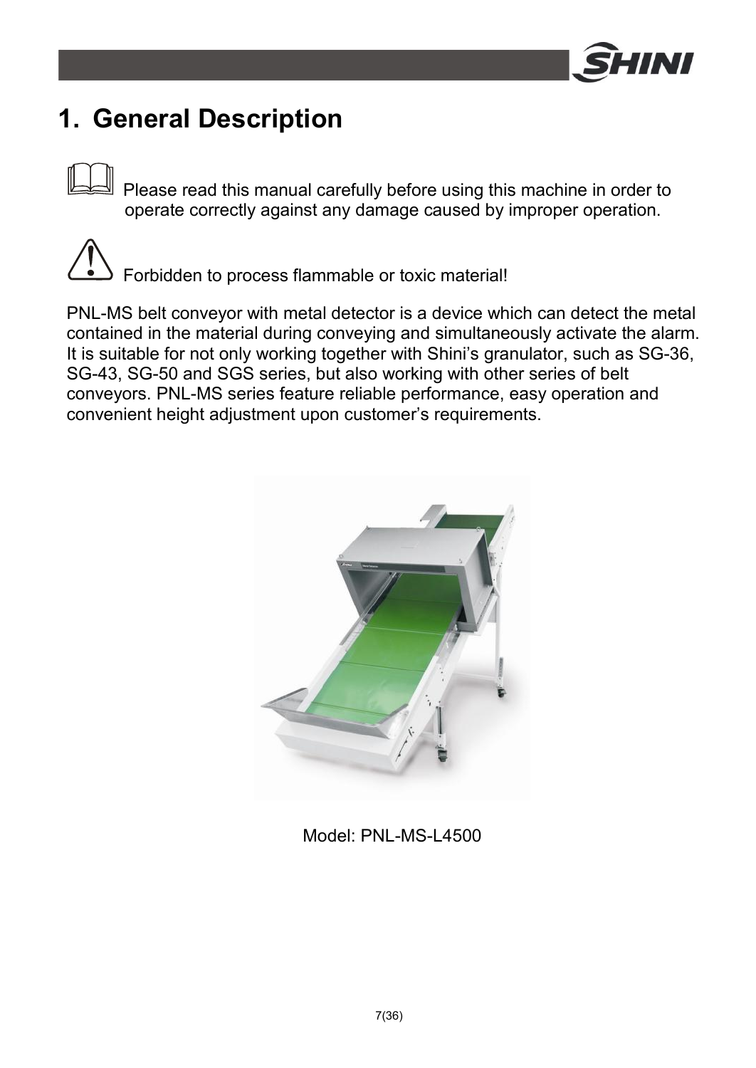# 1. General Description

Please read this manual carefully before using this machine in order to operate correctly against any damage caused by improper operation.

Forbidden to process flammable or toxic material!

PNL-MS belt conveyor with metal detector is a device which can detect the metal contained in the material during conveying and simultaneously activate the alarm. It is suitable for not only working together with Shini's granulator, such as SG-36, SG-43, SG-50 and SGS series, but also working with other series of belt conveyors. PNL-MS series feature reliable performance, easy operation and convenient height adjustment upon customer's requirements.

Model: PNL-MS-L4500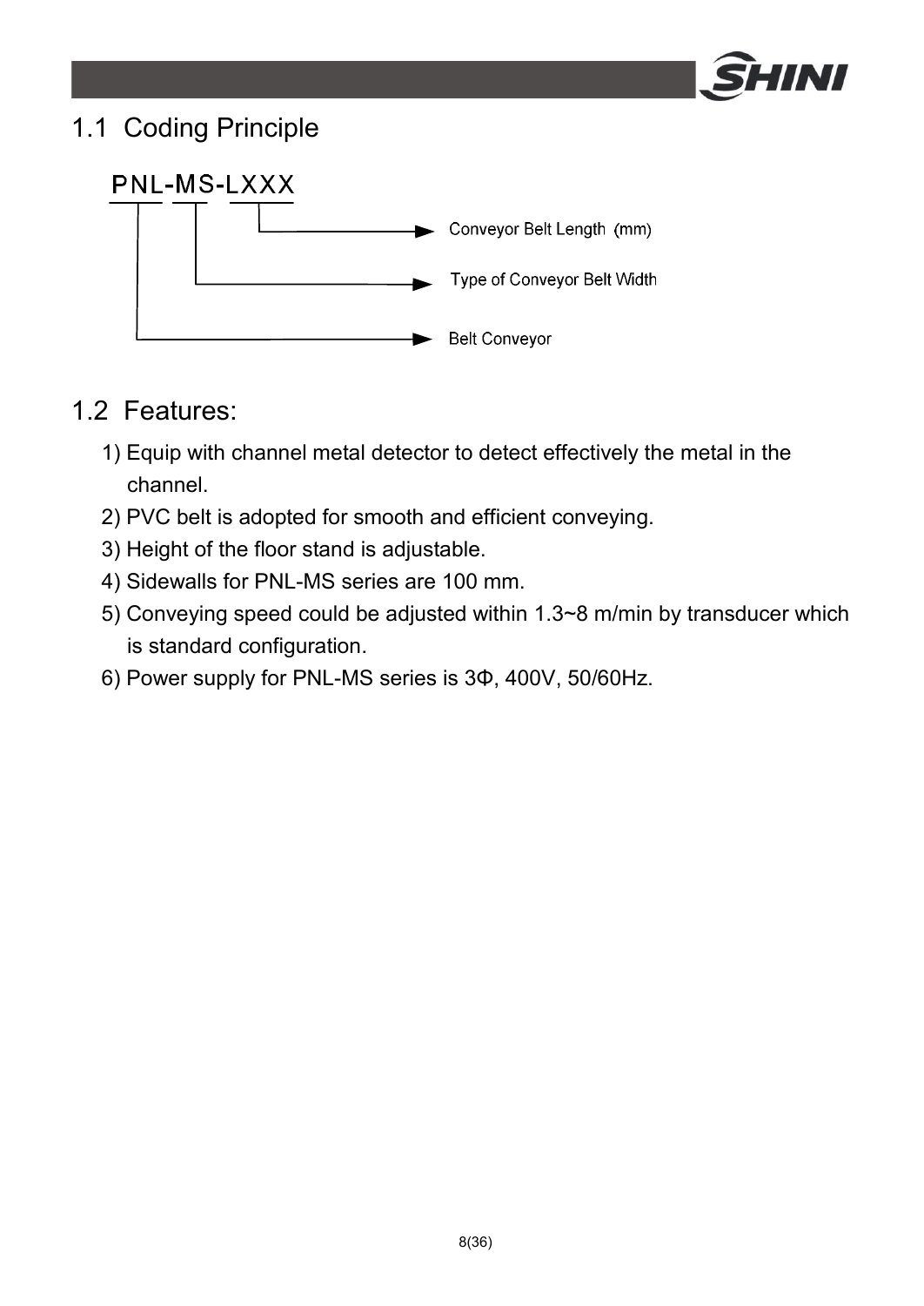## 1.1 Coding Principle

PNL-MS-LXXX

- LXXX → Conveyor Belt Length (mm)
- MS → Type of Conveyor Belt Width
- PNL → Belt Conveyor

## 1.2 Features:

1) Equip with channel metal detector to detect effectively the metal in the channel.
2) PVC belt is adopted for smooth and efficient conveying.
3) Height of the floor stand is adjustable.
4) Sidewalls for PNL-MS series are 100 mm.
5) Conveying speed could be adjusted within 1.3~8 m/min by transducer which is standard configuration.
6) Power supply for PNL-MS series is 3Φ, 400V, 50/60Hz.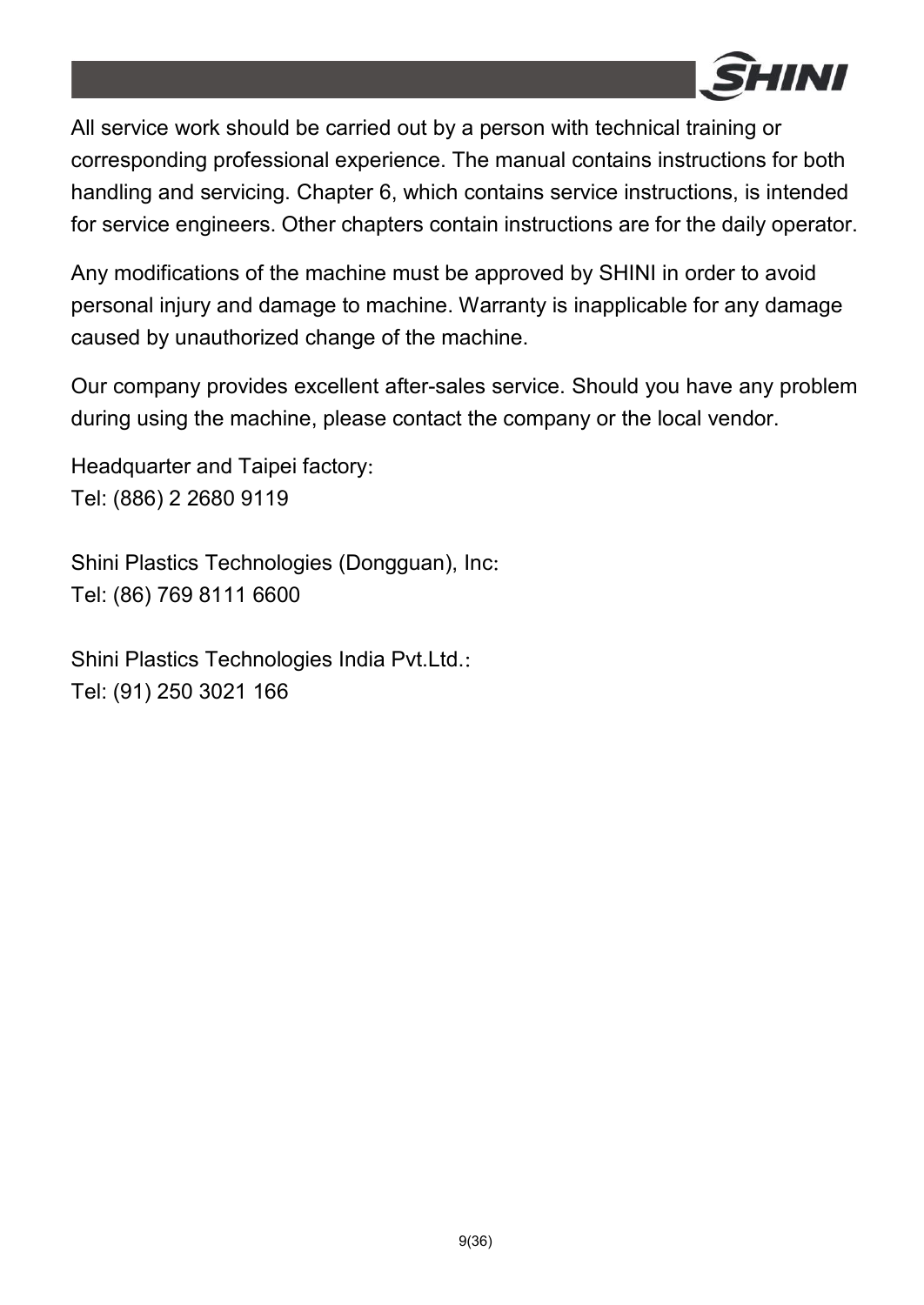All service work should be carried out by a person with technical training or corresponding professional experience. The manual contains instructions for both handling and servicing. Chapter 6, which contains service instructions, is intended for service engineers. Other chapters contain instructions are for the daily operator.

Any modifications of the machine must be approved by SHINI in order to avoid personal injury and damage to machine. Warranty is inapplicable for any damage caused by unauthorized change of the machine.

Our company provides excellent after-sales service. Should you have any problem during using the machine, please contact the company or the local vendor.

Headquarter and Taipei factory:
Tel: (886) 2 2680 9119

Shini Plastics Technologies (Dongguan), Inc:
Tel: (86) 769 8111 6600

Shini Plastics Technologies India Pvt.Ltd.:
Tel: (91) 250 3021 166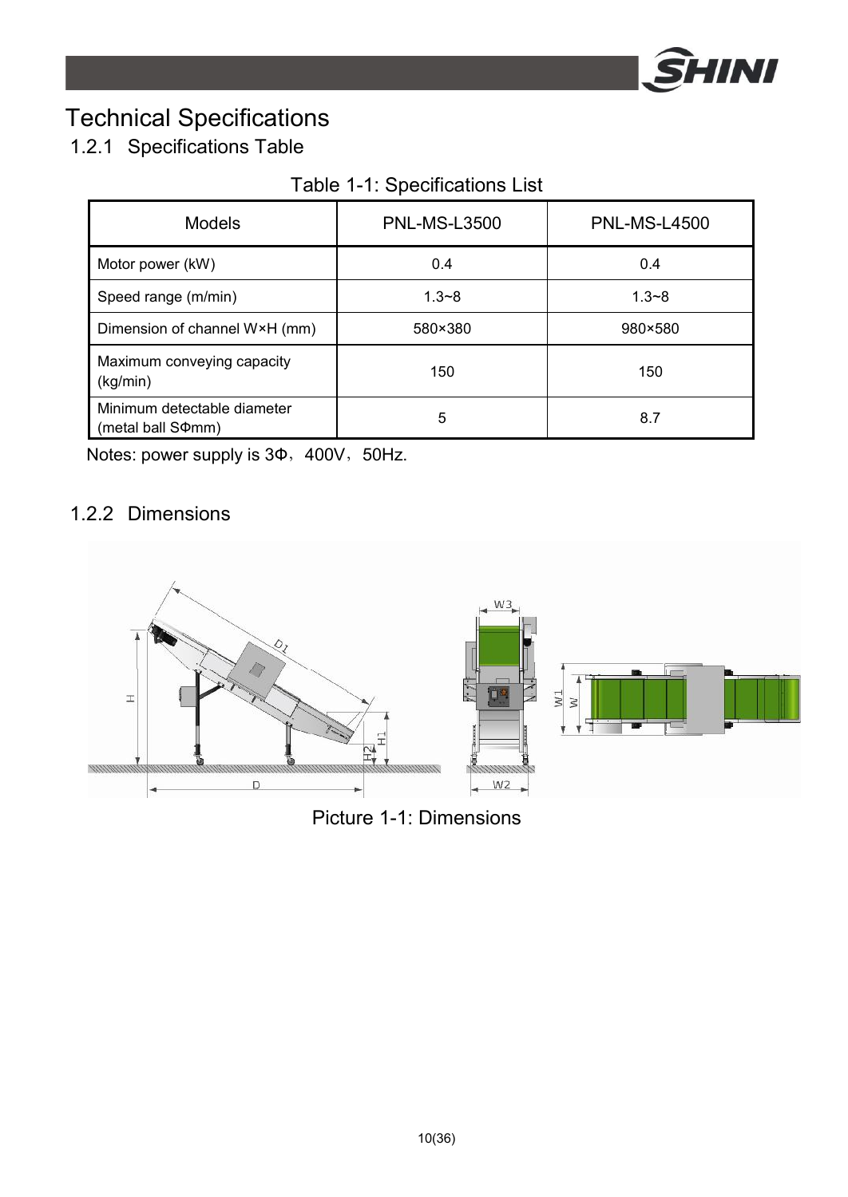# Technical Specifications

## 1.2.1 Specifications Table

Table 1-1: Specifications List

| Models | PNL-MS-L3500 | PNL-MS-L4500 |
|---|---|---|
| Motor power (kW) | 0.4 | 0.4 |
| Speed range (m/min) | 1.3~8 | 1.3~8 |
| Dimension of channel W×H (mm) | 580×380 | 980×580 |
| Maximum conveying capacity (kg/min) | 150 | 150 |
| Minimum detectable diameter (metal ball SΦmm) | 5 | 8.7 |

Notes: power supply is 3Φ，400V，50Hz.

## 1.2.2 Dimensions

Picture 1-1: Dimensions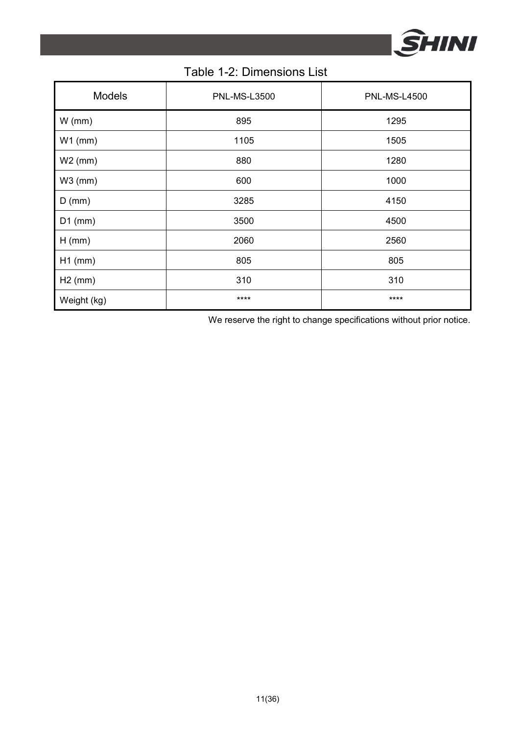Table 1-2: Dimensions List

| Models | PNL-MS-L3500 | PNL-MS-L4500 |
|---|---|---|
| W (mm) | 895 | 1295 |
| W1 (mm) | 1105 | 1505 |
| W2 (mm) | 880 | 1280 |
| W3 (mm) | 600 | 1000 |
| D (mm) | 3285 | 4150 |
| D1 (mm) | 3500 | 4500 |
| H (mm) | 2060 | 2560 |
| H1 (mm) | 805 | 805 |
| H2 (mm) | 310 | 310 |
| Weight (kg) | **** | **** |

We reserve the right to change specifications without prior notice.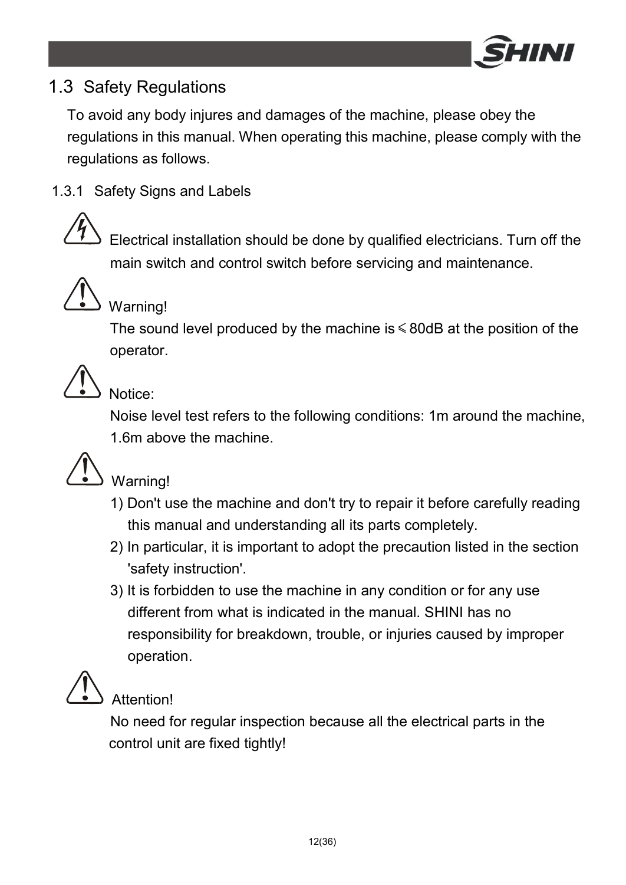## 1.3 Safety Regulations

To avoid any body injures and damages of the machine, please obey the regulations in this manual. When operating this machine, please comply with the regulations as follows.

### 1.3.1 Safety Signs and Labels

Electrical installation should be done by qualified electricians. Turn off the main switch and control switch before servicing and maintenance.

Warning!

The sound level produced by the machine is ⩽80dB at the position of the operator.

Notice:

Noise level test refers to the following conditions: 1m around the machine, 1.6m above the machine.

Warning!

1) Don't use the machine and don't try to repair it before carefully reading this manual and understanding all its parts completely.
2) In particular, it is important to adopt the precaution listed in the section 'safety instruction'.
3) It is forbidden to use the machine in any condition or for any use different from what is indicated in the manual. SHINI has no responsibility for breakdown, trouble, or injuries caused by improper operation.

Attention!

No need for regular inspection because all the electrical parts in the control unit are fixed tightly!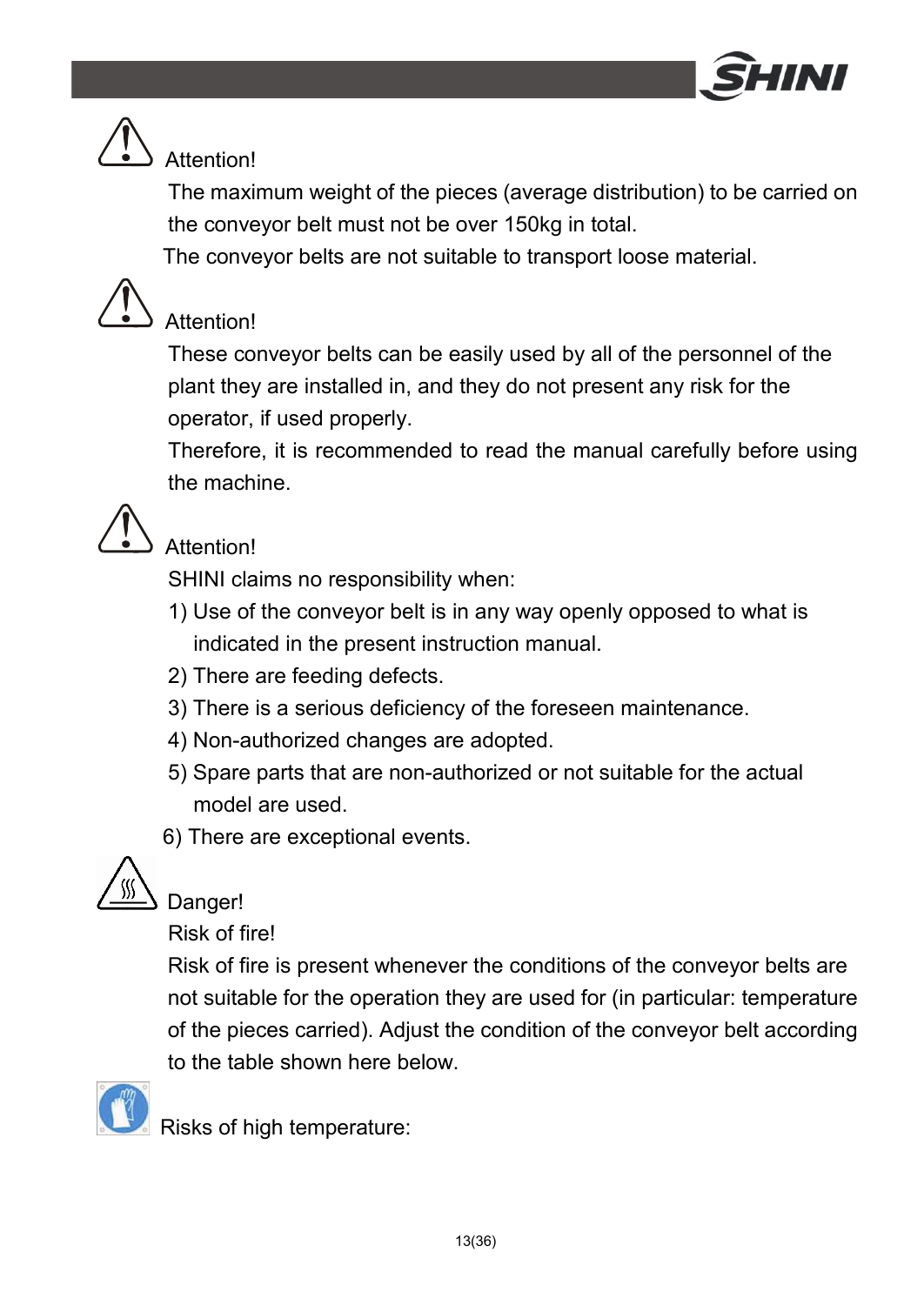Attention!

The maximum weight of the pieces (average distribution) to be carried on the conveyor belt must not be over 150kg in total.

The conveyor belts are not suitable to transport loose material.

Attention!

These conveyor belts can be easily used by all of the personnel of the plant they are installed in, and they do not present any risk for the operator, if used properly.

Therefore, it is recommended to read the manual carefully before using the machine.

Attention!

SHINI claims no responsibility when:

1) Use of the conveyor belt is in any way openly opposed to what is indicated in the present instruction manual.
2) There are feeding defects.
3) There is a serious deficiency of the foreseen maintenance.
4) Non-authorized changes are adopted.
5) Spare parts that are non-authorized or not suitable for the actual model are used.
6) There are exceptional events.

Danger!

Risk of fire!

Risk of fire is present whenever the conditions of the conveyor belts are not suitable for the operation they are used for (in particular: temperature of the pieces carried). Adjust the condition of the conveyor belt according to the table shown here below.

Risks of high temperature: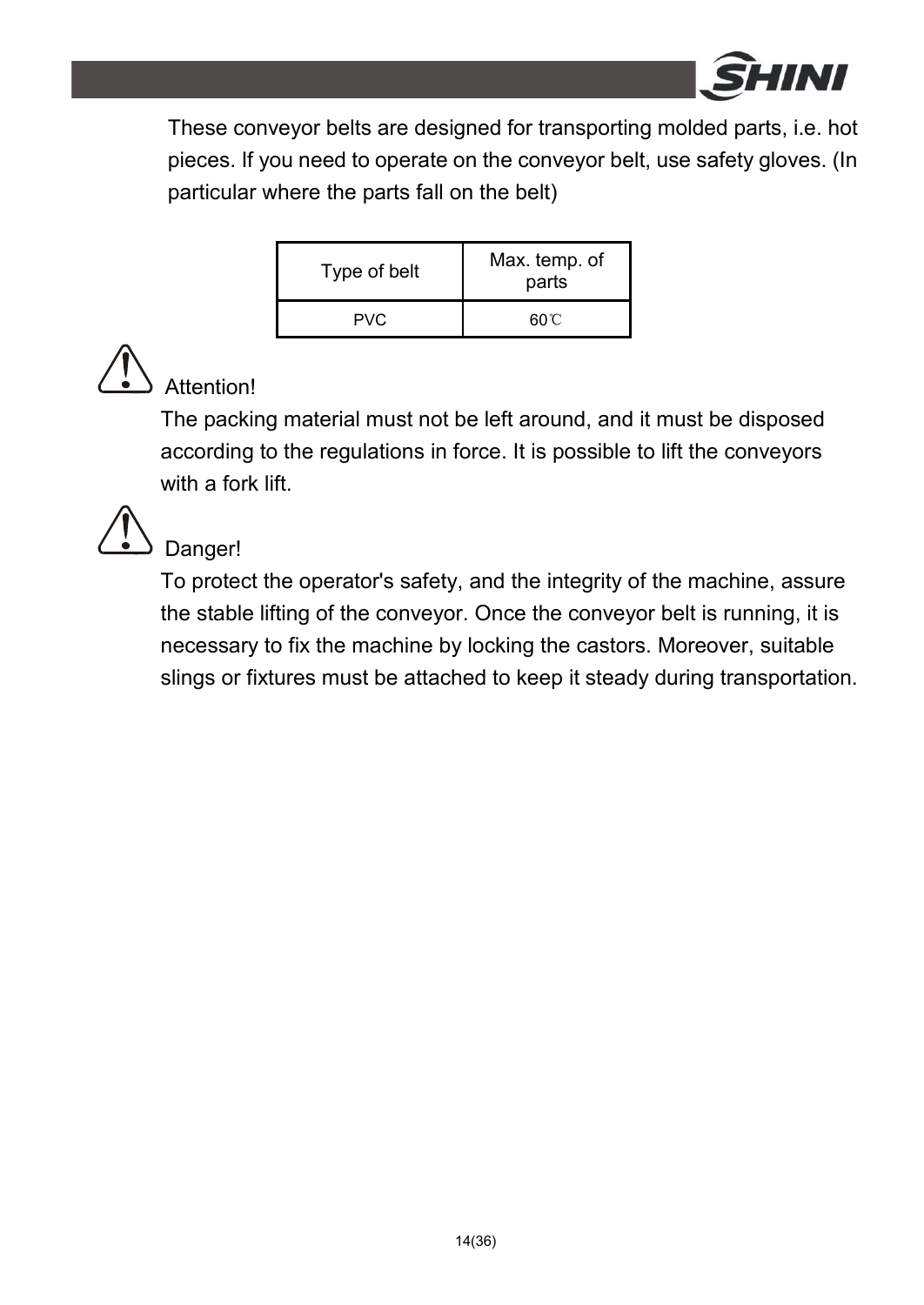These conveyor belts are designed for transporting molded parts, i.e. hot pieces. If you need to operate on the conveyor belt, use safety gloves. (In particular where the parts fall on the belt)

| Type of belt | Max. temp. of parts |
|---|---|
| PVC | 60℃ |

**Attention!**

The packing material must not be left around, and it must be disposed according to the regulations in force. It is possible to lift the conveyors with a fork lift.

**Danger!**

To protect the operator's safety, and the integrity of the machine, assure the stable lifting of the conveyor. Once the conveyor belt is running, it is necessary to fix the machine by locking the castors. Moreover, suitable slings or fixtures must be attached to keep it steady during transportation.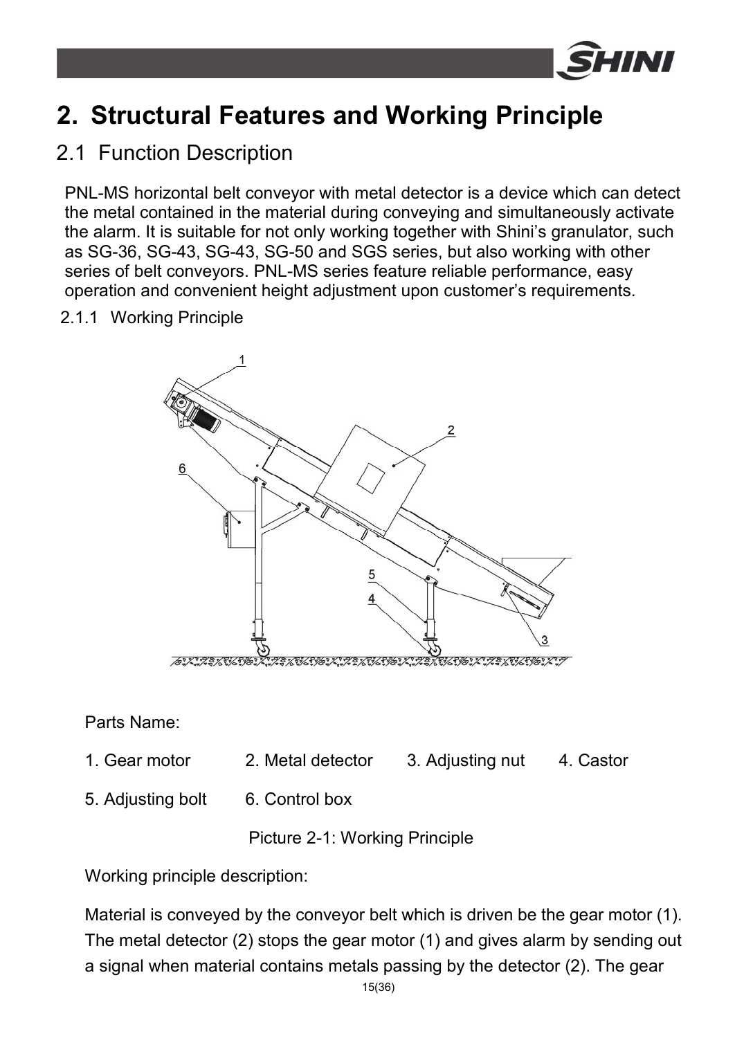# 2. Structural Features and Working Principle

## 2.1 Function Description

PNL-MS horizontal belt conveyor with metal detector is a device which can detect the metal contained in the material during conveying and simultaneously activate the alarm. It is suitable for not only working together with Shini's granulator, such as SG-36, SG-43, SG-43, SG-50 and SGS series, but also working with other series of belt conveyors. PNL-MS series feature reliable performance, easy operation and convenient height adjustment upon customer's requirements.

### 2.1.1 Working Principle

Parts Name:

1. Gear motor
2. Metal detector
3. Adjusting nut
4. Castor
5. Adjusting bolt
6. Control box

Picture 2-1: Working Principle

Working principle description:

Material is conveyed by the conveyor belt which is driven be the gear motor (1). The metal detector (2) stops the gear motor (1) and gives alarm by sending out a signal when material contains metals passing by the detector (2). The gear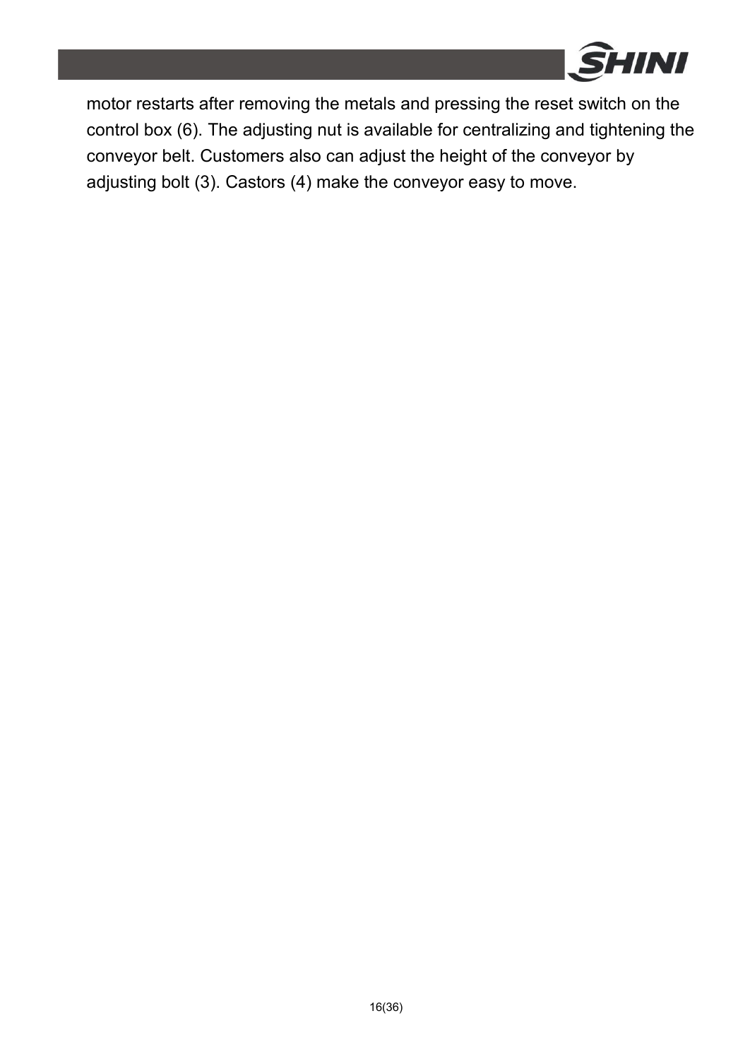motor restarts after removing the metals and pressing the reset switch on the control box (6). The adjusting nut is available for centralizing and tightening the conveyor belt. Customers also can adjust the height of the conveyor by adjusting bolt (3). Castors (4) make the conveyor easy to move.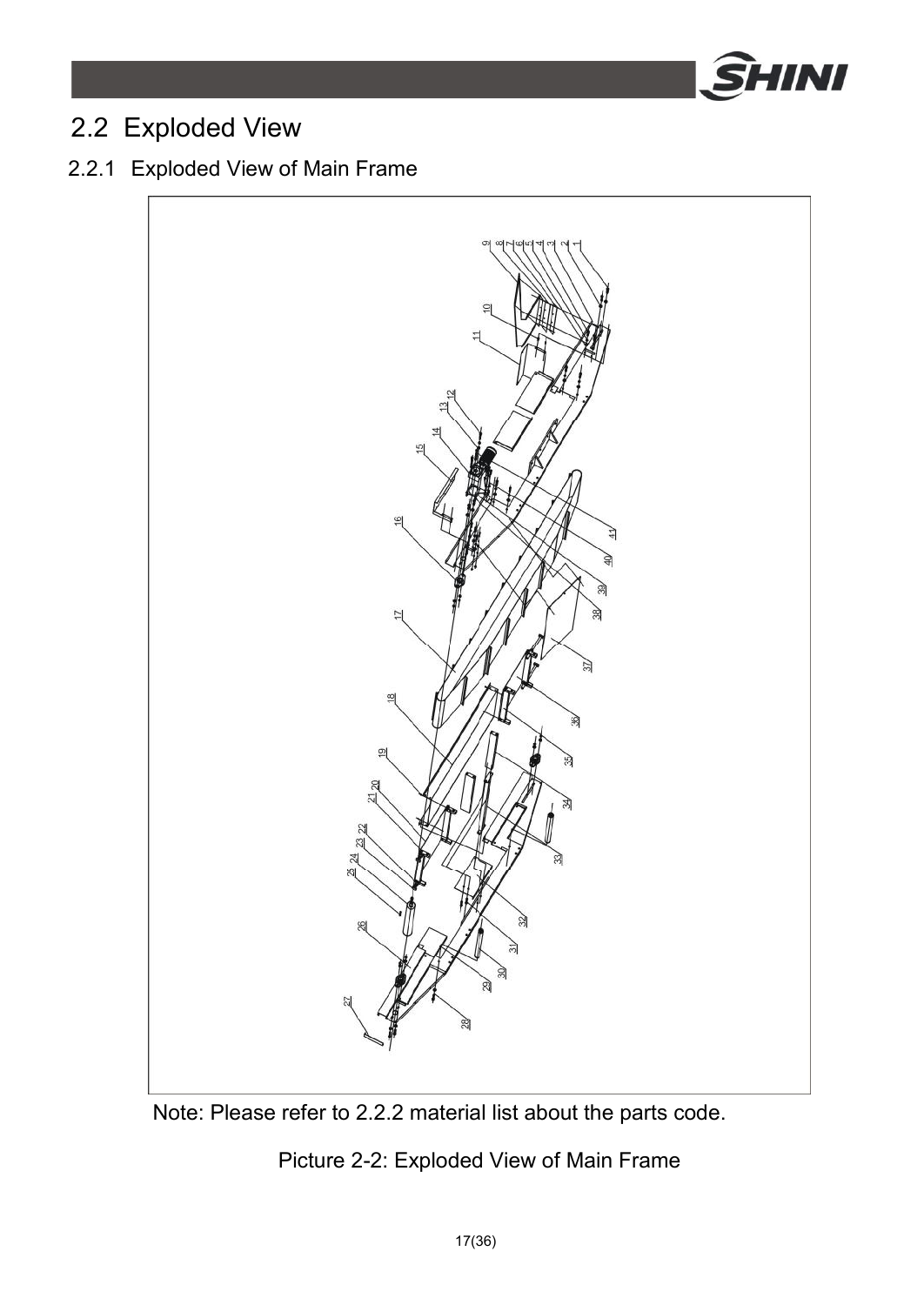## 2.2 Exploded View

### 2.2.1 Exploded View of Main Frame

Note: Please refer to 2.2.2 material list about the parts code.

Picture 2-2: Exploded View of Main Frame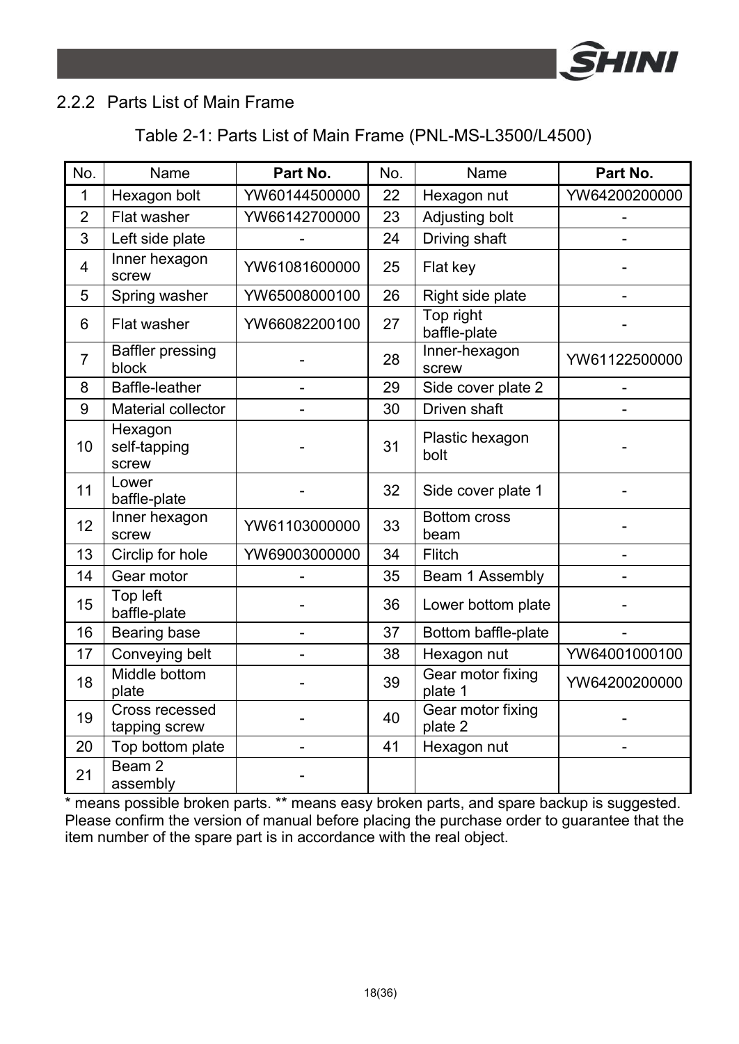## 2.2.2 Parts List of Main Frame

Table 2-1: Parts List of Main Frame (PNL-MS-L3500/L4500)

| No. | Name | Part No. | No. | Name | Part No. |
|---|---|---|---|---|---|
| 1 | Hexagon bolt | YW60144500000 | 22 | Hexagon nut | YW64200200000 |
| 2 | Flat washer | YW66142700000 | 23 | Adjusting bolt | - |
| 3 | Left side plate | - | 24 | Driving shaft | - |
| 4 | Inner hexagon screw | YW61081600000 | 25 | Flat key | - |
| 5 | Spring washer | YW65008000100 | 26 | Right side plate | - |
| 6 | Flat washer | YW66082200100 | 27 | Top right baffle-plate | - |
| 7 | Baffler pressing block | - | 28 | Inner-hexagon screw | YW61122500000 |
| 8 | Baffle-leather | - | 29 | Side cover plate 2 | - |
| 9 | Material collector | - | 30 | Driven shaft | - |
| 10 | Hexagon self-tapping screw | - | 31 | Plastic hexagon bolt | - |
| 11 | Lower baffle-plate | - | 32 | Side cover plate 1 | - |
| 12 | Inner hexagon screw | YW61103000000 | 33 | Bottom cross beam | - |
| 13 | Circlip for hole | YW69003000000 | 34 | Flitch | - |
| 14 | Gear motor | - | 35 | Beam 1 Assembly | - |
| 15 | Top left baffle-plate | - | 36 | Lower bottom plate | - |
| 16 | Bearing base | - | 37 | Bottom baffle-plate | - |
| 17 | Conveying belt | - | 38 | Hexagon nut | YW64001000100 |
| 18 | Middle bottom plate | - | 39 | Gear motor fixing plate 1 | YW64200200000 |
| 19 | Cross recessed tapping screw | - | 40 | Gear motor fixing plate 2 | - |
| 20 | Top bottom plate | - | 41 | Hexagon nut | - |
| 21 | Beam 2 assembly | - | | | |

\* means possible broken parts. ** means easy broken parts, and spare backup is suggested. Please confirm the version of manual before placing the purchase order to guarantee that the item number of the spare part is in accordance with the real object.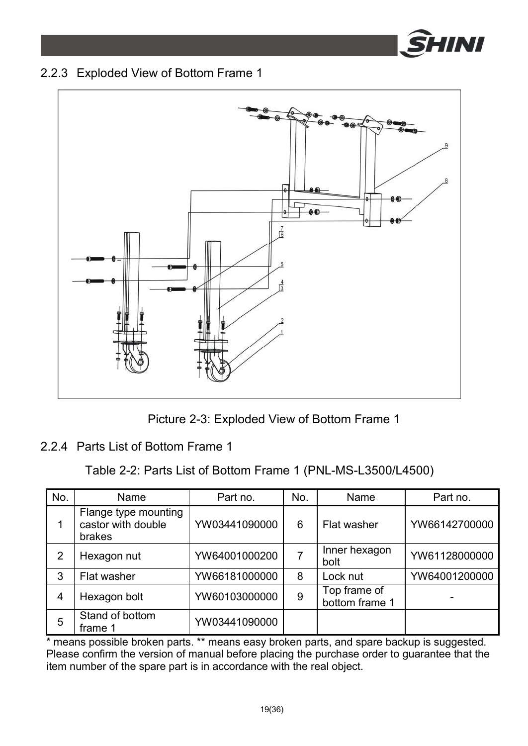## 2.2.3 Exploded View of Bottom Frame 1

Picture 2-3: Exploded View of Bottom Frame 1

## 2.2.4 Parts List of Bottom Frame 1

Table 2-2: Parts List of Bottom Frame 1 (PNL-MS-L3500/L4500)

| No. | Name | Part no. | No. | Name | Part no. |
|---|---|---|---|---|---|
| 1 | Flange type mounting castor with double brakes | YW03441090000 | 6 | Flat washer | YW66142700000 |
| 2 | Hexagon nut | YW64001000200 | 7 | Inner hexagon bolt | YW61128000000 |
| 3 | Flat washer | YW66181000000 | 8 | Lock nut | YW64001200000 |
| 4 | Hexagon bolt | YW60103000000 | 9 | Top frame of bottom frame 1 | - |
| 5 | Stand of bottom frame 1 | YW03441090000 | | | |

\* means possible broken parts. ** means easy broken parts, and spare backup is suggested. Please confirm the version of manual before placing the purchase order to guarantee that the item number of the spare part is in accordance with the real object.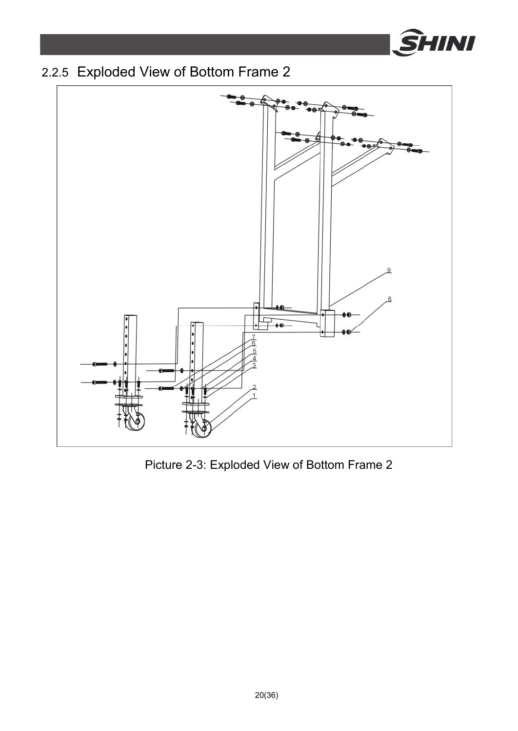### 2.2.5 Exploded View of Bottom Frame 2

Picture 2-3: Exploded View of Bottom Frame 2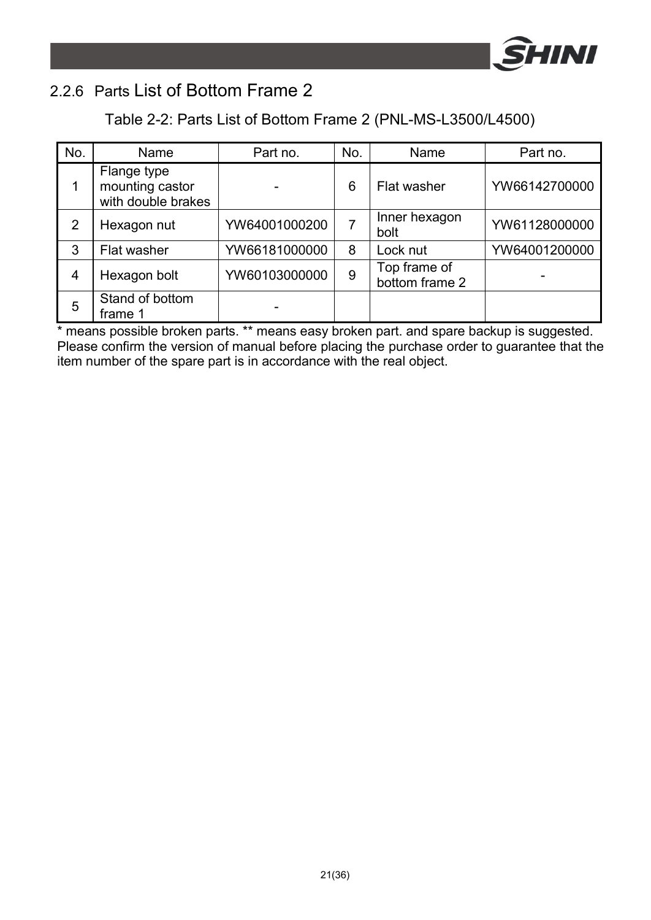### 2.2.6 Parts List of Bottom Frame 2

Table 2-2: Parts List of Bottom Frame 2 (PNL-MS-L3500/L4500)

| No. | Name | Part no. | No. | Name | Part no. |
|---|---|---|---|---|---|
| 1 | Flange type mounting castor with double brakes | - | 6 | Flat washer | YW66142700000 |
| 2 | Hexagon nut | YW64001000200 | 7 | Inner hexagon bolt | YW61128000000 |
| 3 | Flat washer | YW66181000000 | 8 | Lock nut | YW64001200000 |
| 4 | Hexagon bolt | YW60103000000 | 9 | Top frame of bottom frame 2 | - |
| 5 | Stand of bottom frame 1 | - | | | |

* means possible broken parts. ** means easy broken part. and spare backup is suggested. Please confirm the version of manual before placing the purchase order to guarantee that the item number of the spare part is in accordance with the real object.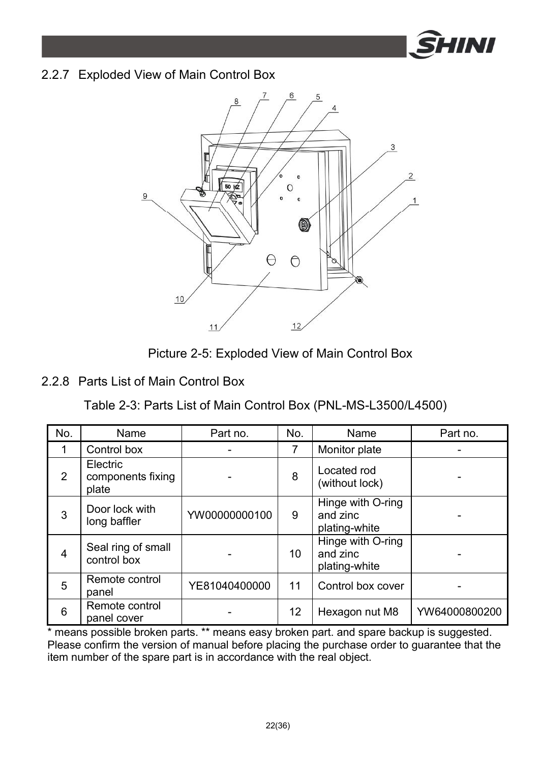## 2.2.7 Exploded View of Main Control Box

Picture 2-5: Exploded View of Main Control Box

## 2.2.8 Parts List of Main Control Box

Table 2-3: Parts List of Main Control Box (PNL-MS-L3500/L4500)

| No. | Name | Part no. | No. | Name | Part no. |
|---|---|---|---|---|---|
| 1 | Control box | - | 7 | Monitor plate | - |
| 2 | Electric components fixing plate | - | 8 | Located rod (without lock) | - |
| 3 | Door lock with long baffler | YW00000000100 | 9 | Hinge with O-ring and zinc plating-white | - |
| 4 | Seal ring of small control box | - | 10 | Hinge with O-ring and zinc plating-white | - |
| 5 | Remote control panel | YE81040400000 | 11 | Control box cover | - |
| 6 | Remote control panel cover | - | 12 | Hexagon nut M8 | YW64000800200 |

* means possible broken parts. ** means easy broken part. and spare backup is suggested. Please confirm the version of manual before placing the purchase order to guarantee that the item number of the spare part is in accordance with the real object.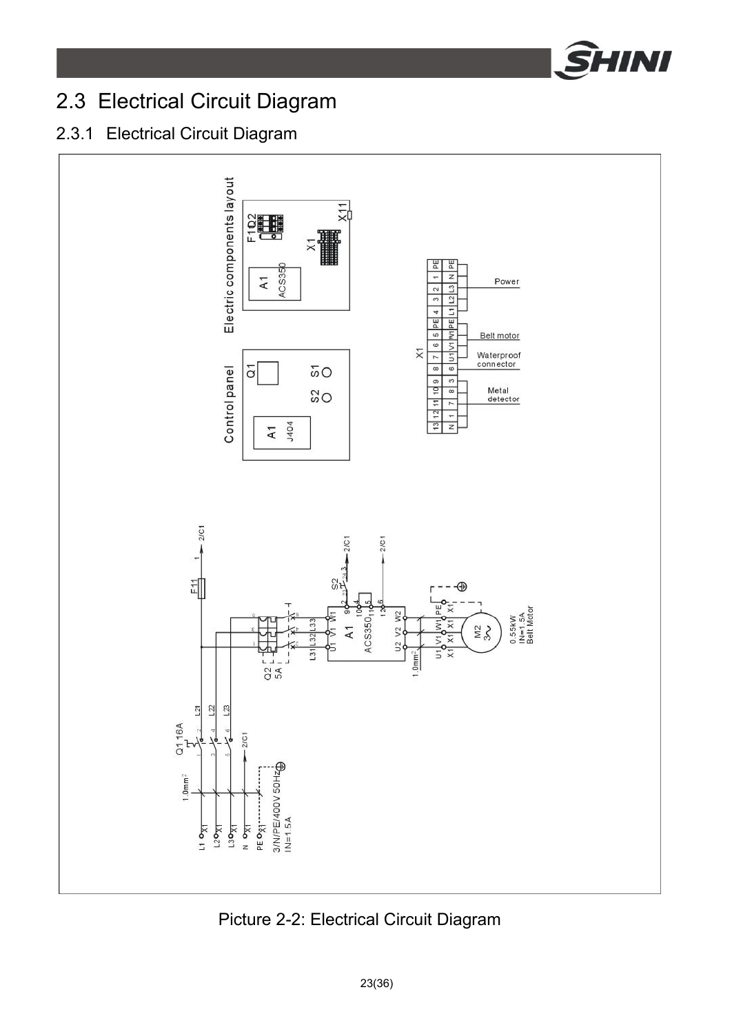## 2.3 Electrical Circuit Diagram

### 2.3.1 Electrical Circuit Diagram

Picture 2-2: Electrical Circuit Diagram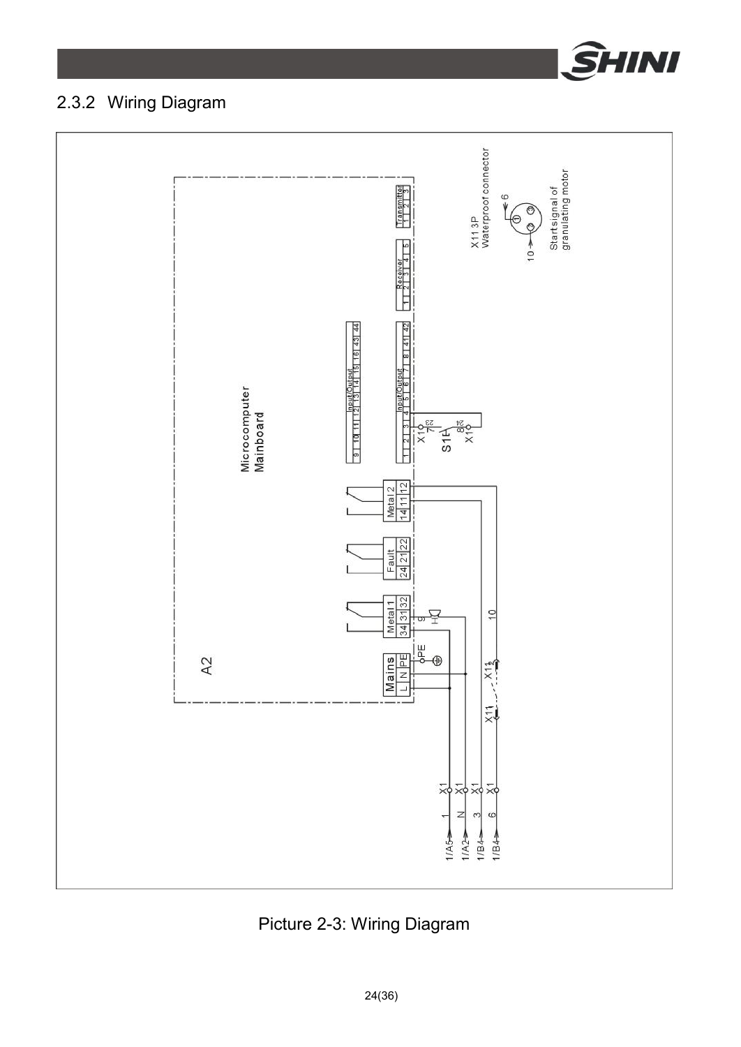## 2.3.2 Wiring Diagram

Picture 2-3: Wiring Diagram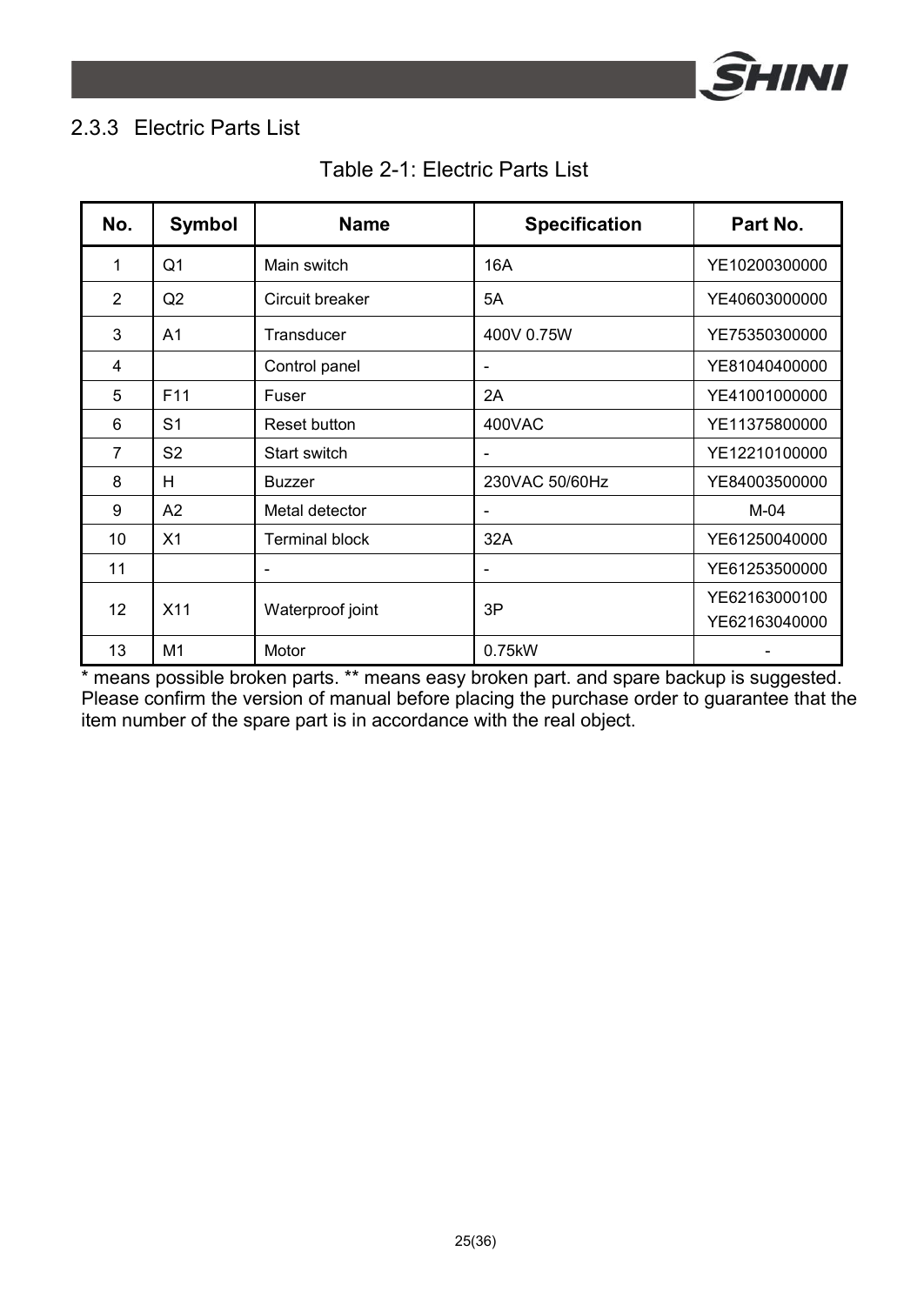### 2.3.3 Electric Parts List

Table 2-1: Electric Parts List

| No. | Symbol | Name | Specification | Part No. |
|---|---|---|---|---|
| 1 | Q1 | Main switch | 16A | YE10200300000 |
| 2 | Q2 | Circuit breaker | 5A | YE40603000000 |
| 3 | A1 | Transducer | 400V 0.75W | YE75350300000 |
| 4 | | Control panel | - | YE81040400000 |
| 5 | F11 | Fuser | 2A | YE41001000000 |
| 6 | S1 | Reset button | 400VAC | YE11375800000 |
| 7 | S2 | Start switch | - | YE12210100000 |
| 8 | H | Buzzer | 230VAC 50/60Hz | YE84003500000 |
| 9 | A2 | Metal detector | - | M-04 |
| 10 | X1 | Terminal block | 32A | YE61250040000 |
| 11 | | - | - | YE61253500000 |
| 12 | X11 | Waterproof joint | 3P | YE62163000100<br>YE62163040000 |
| 13 | M1 | Motor | 0.75kW | - |

* means possible broken parts. ** means easy broken part. and spare backup is suggested. Please confirm the version of manual before placing the purchase order to guarantee that the item number of the spare part is in accordance with the real object.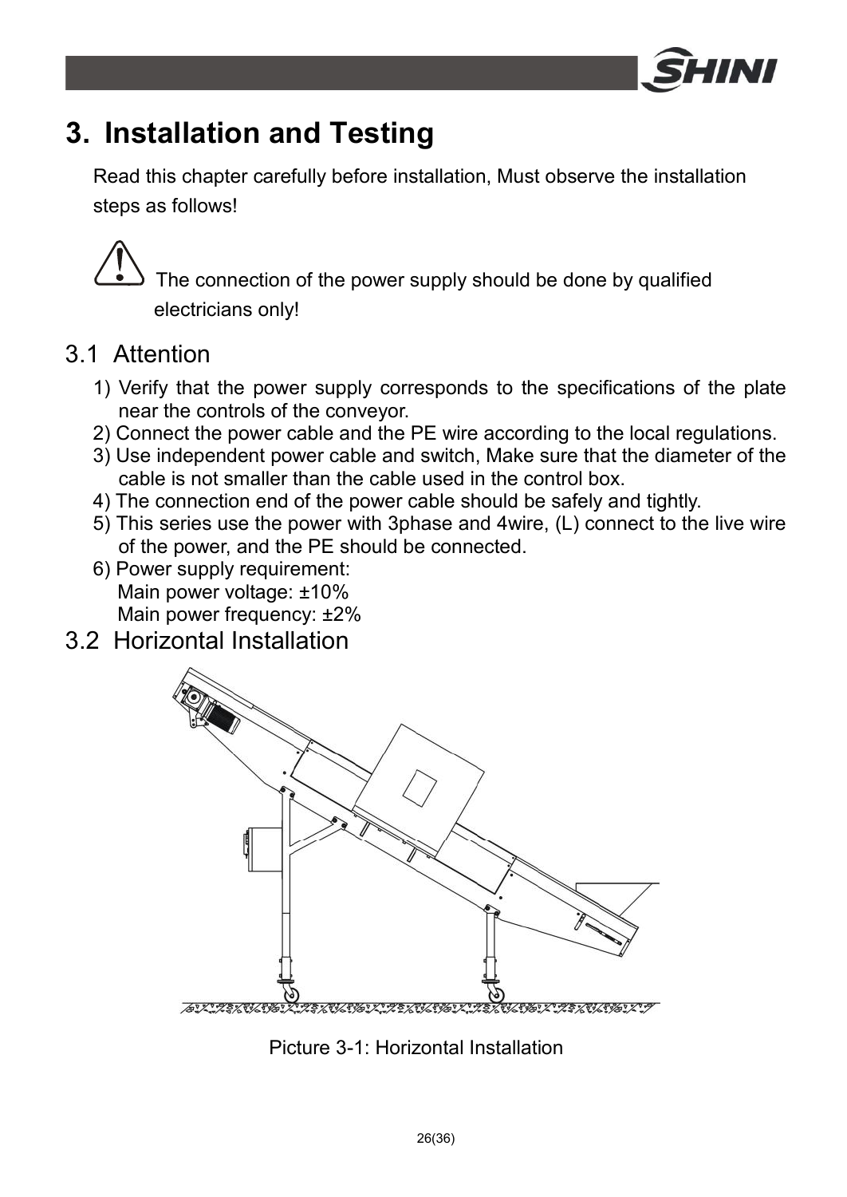# 3. Installation and Testing

Read this chapter carefully before installation, Must observe the installation steps as follows!

The connection of the power supply should be done by qualified electricians only!

## 3.1 Attention

1) Verify that the power supply corresponds to the specifications of the plate near the controls of the conveyor.
2) Connect the power cable and the PE wire according to the local regulations.
3) Use independent power cable and switch, Make sure that the diameter of the cable is not smaller than the cable used in the control box.
4) The connection end of the power cable should be safely and tightly.
5) This series use the power with 3phase and 4wire, (L) connect to the live wire of the power, and the PE should be connected.
6) Power supply requirement:
   Main power voltage: ±10%
   Main power frequency: ±2%

## 3.2 Horizontal Installation

Picture 3-1: Horizontal Installation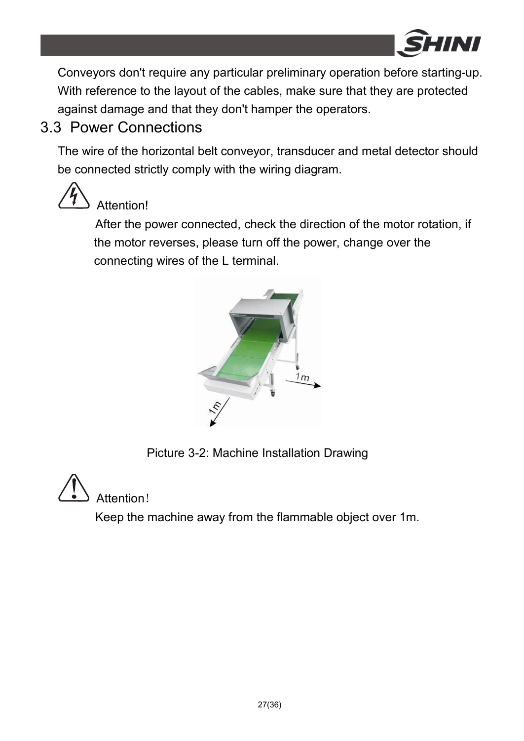Conveyors don't require any particular preliminary operation before starting-up. With reference to the layout of the cables, make sure that they are protected against damage and that they don't hamper the operators.

## 3.3 Power Connections

The wire of the horizontal belt conveyor, transducer and metal detector should be connected strictly comply with the wiring diagram.

Attention!

After the power connected, check the direction of the motor rotation, if the motor reverses, please turn off the power, change over the connecting wires of the L terminal.

Picture 3-2: Machine Installation Drawing

Attention！

Keep the machine away from the flammable object over 1m.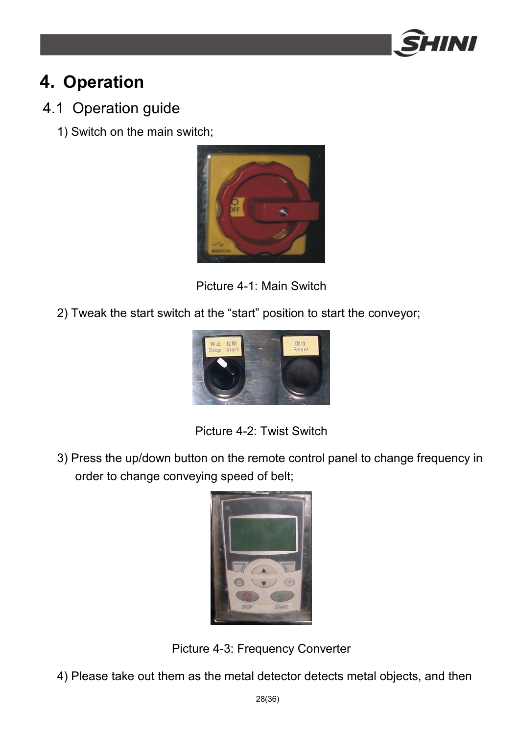# 4. Operation

## 4.1 Operation guide

1) Switch on the main switch;

Picture 4-1: Main Switch

2) Tweak the start switch at the “start” position to start the conveyor;

Picture 4-2: Twist Switch

3) Press the up/down button on the remote control panel to change frequency in order to change conveying speed of belt;

Picture 4-3: Frequency Converter

4) Please take out them as the metal detector detects metal objects, and then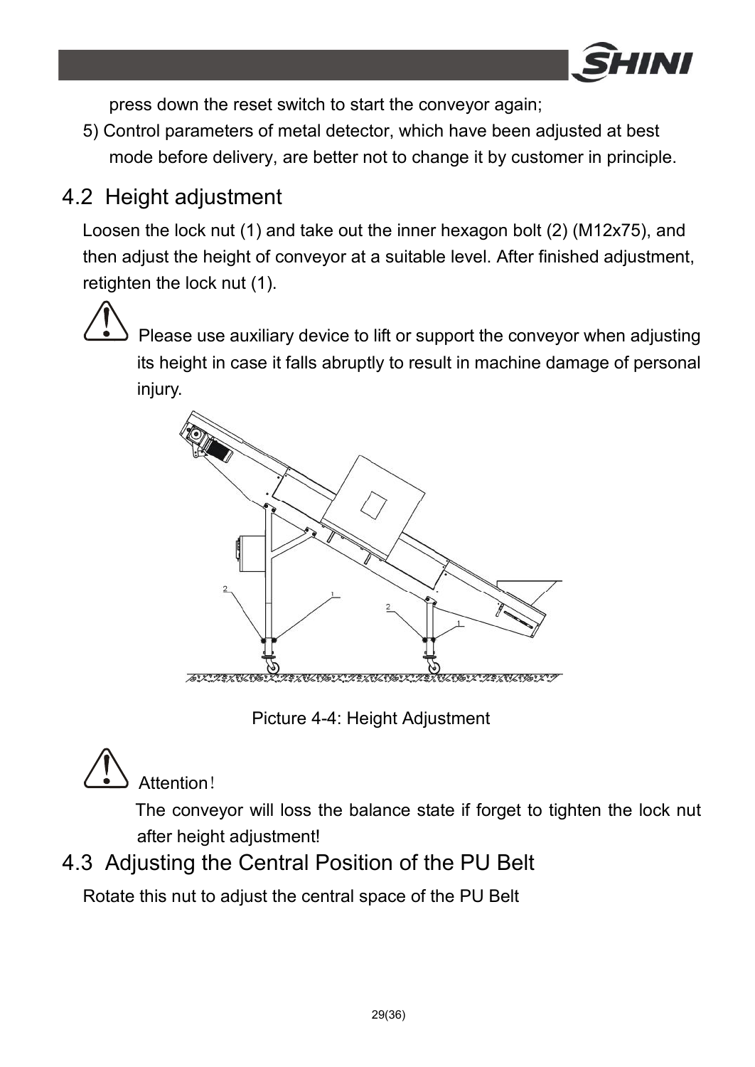press down the reset switch to start the conveyor again;

5) Control parameters of metal detector, which have been adjusted at best mode before delivery, are better not to change it by customer in principle.

## 4.2 Height adjustment

Loosen the lock nut (1) and take out the inner hexagon bolt (2) (M12x75), and then adjust the height of conveyor at a suitable level. After finished adjustment, retighten the lock nut (1).

Please use auxiliary device to lift or support the conveyor when adjusting its height in case it falls abruptly to result in machine damage of personal injury.

Picture 4-4: Height Adjustment

Attention!

The conveyor will loss the balance state if forget to tighten the lock nut after height adjustment!

## 4.3 Adjusting the Central Position of the PU Belt

Rotate this nut to adjust the central space of the PU Belt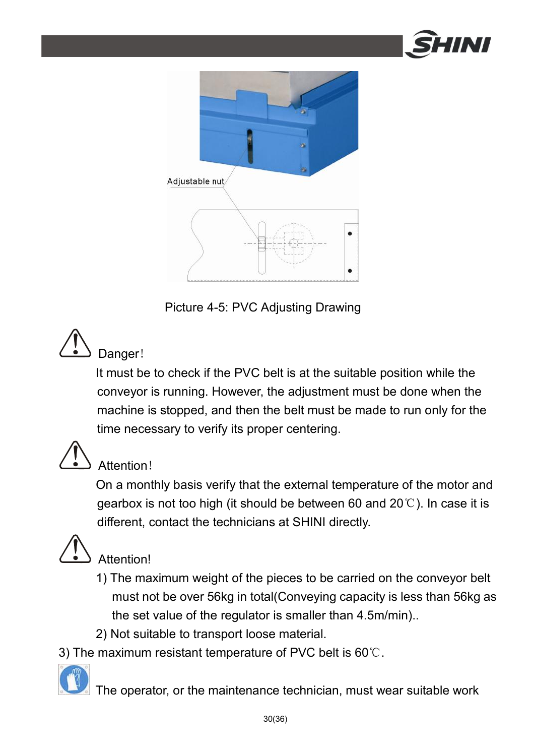Adjustable nut

Picture 4-5: PVC Adjusting Drawing

Danger!

It must be to check if the PVC belt is at the suitable position while the conveyor is running. However, the adjustment must be done when the machine is stopped, and then the belt must be made to run only for the time necessary to verify its proper centering.

Attention!

On a monthly basis verify that the external temperature of the motor and gearbox is not too high (it should be between 60 and 20℃). In case it is different, contact the technicians at SHINI directly.

Attention!

1) The maximum weight of the pieces to be carried on the conveyor belt must not be over 56kg in total(Conveying capacity is less than 56kg as the set value of the regulator is smaller than 4.5m/min)..

2) Not suitable to transport loose material.

3) The maximum resistant temperature of PVC belt is 60℃.

The operator, or the maintenance technician, must wear suitable work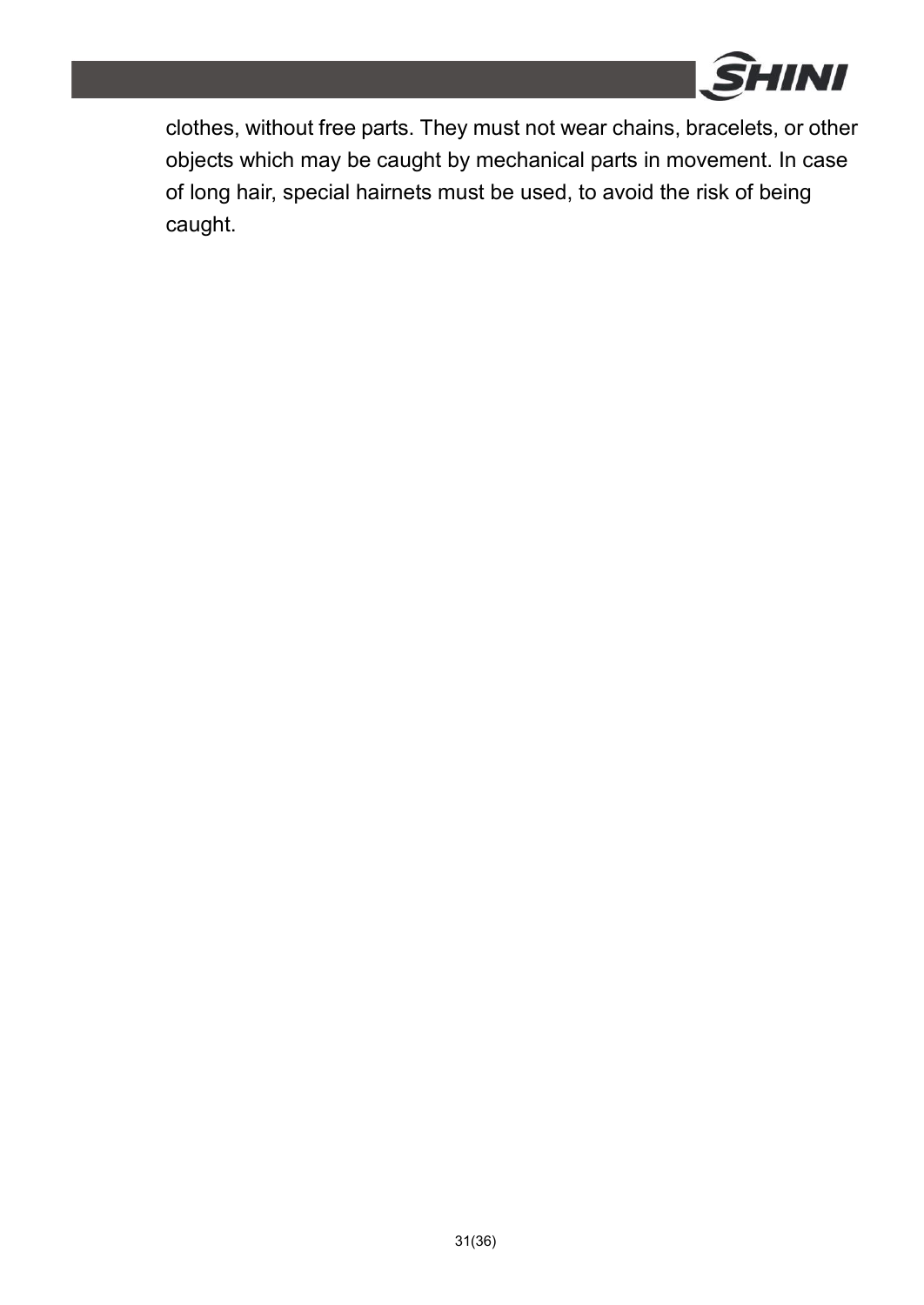clothes, without free parts. They must not wear chains, bracelets, or other objects which may be caught by mechanical parts in movement. In case of long hair, special hairnets must be used, to avoid the risk of being caught.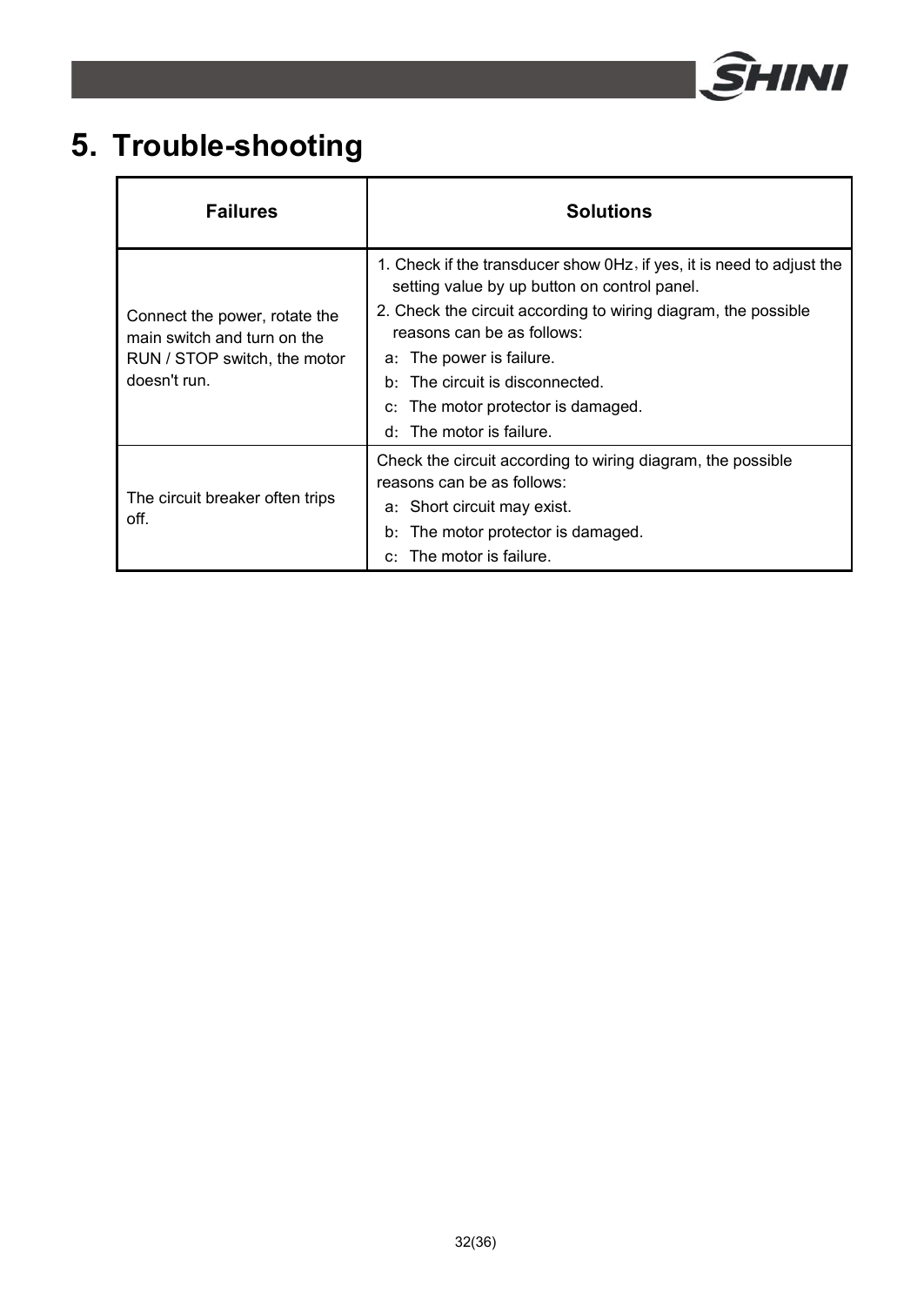# 5. Trouble-shooting

| Failures | Solutions |
|---|---|
| Connect the power, rotate the main switch and turn on the RUN / STOP switch, the motor doesn't run. | 1. Check if the transducer show 0Hz，if yes, it is need to adjust the setting value by up button on control panel.<br>2. Check the circuit according to wiring diagram, the possible reasons can be as follows:<br>a：The power is failure.<br>b：The circuit is disconnected.<br>c：The motor protector is damaged.<br>d：The motor is failure. |
| The circuit breaker often trips off. | Check the circuit according to wiring diagram, the possible reasons can be as follows:<br>a：Short circuit may exist.<br>b：The motor protector is damaged.<br>c：The motor is failure. |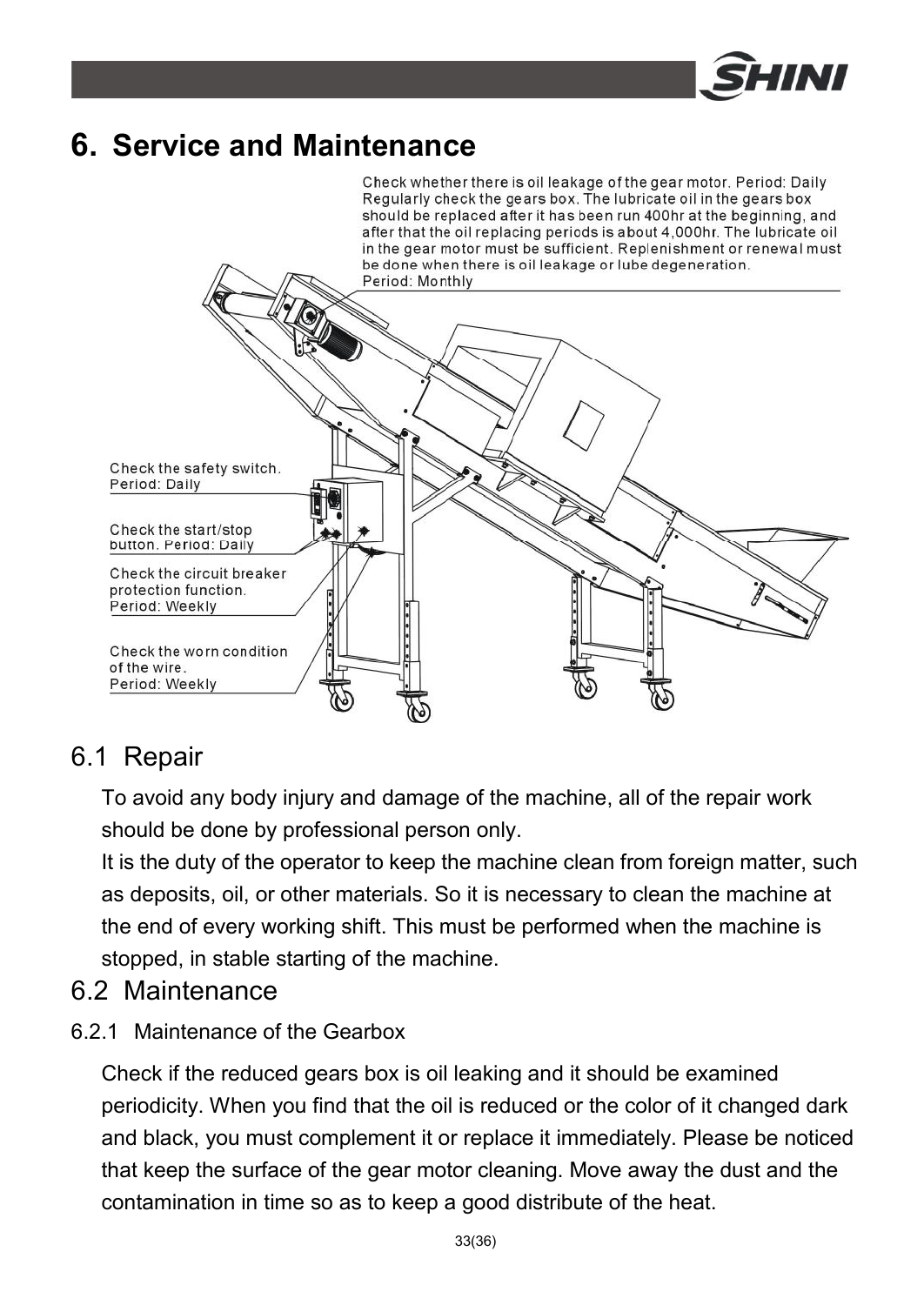# 6. Service and Maintenance

Check whether there is oil leakage of the gear motor. Period: Daily
Regularly check the gears box. The lubricate oil in the gears box should be replaced after it has been run 400hr at the beginning, and after that the oil replacing periods is about 4,000hr. The lubricate oil in the gear motor must be sufficient. Replenishment or renewal must be done when there is oil leakage or lube degeneration.
Period: Monthly

Check the safety switch.
Period: Daily

Check the start/stop button. Period: Daily

Check the circuit breaker protection function.
Period: Weekly

Check the worn condition of the wire.
Period: Weekly

## 6.1 Repair

To avoid any body injury and damage of the machine, all of the repair work should be done by professional person only.

It is the duty of the operator to keep the machine clean from foreign matter, such as deposits, oil, or other materials. So it is necessary to clean the machine at the end of every working shift. This must be performed when the machine is stopped, in stable starting of the machine.

## 6.2 Maintenance

### 6.2.1 Maintenance of the Gearbox

Check if the reduced gears box is oil leaking and it should be examined periodicity. When you find that the oil is reduced or the color of it changed dark and black, you must complement it or replace it immediately. Please be noticed that keep the surface of the gear motor cleaning. Move away the dust and the contamination in time so as to keep a good distribute of the heat.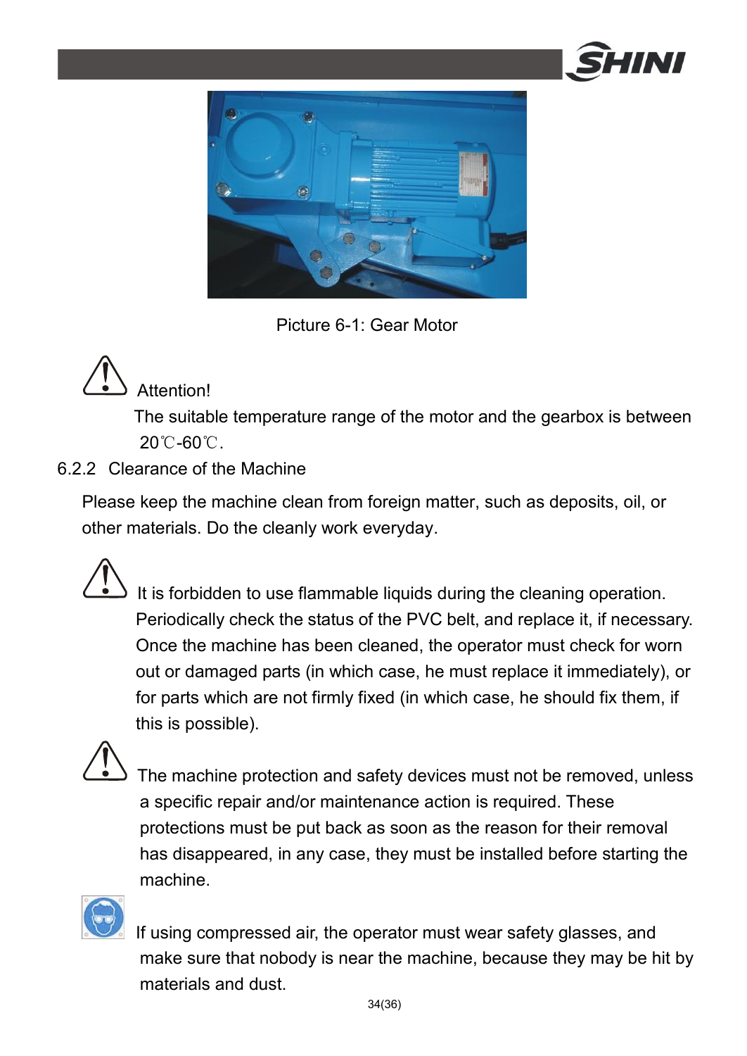Picture 6-1: Gear Motor

Attention!

The suitable temperature range of the motor and the gearbox is between 20℃-60℃.

### 6.2.2 Clearance of the Machine

Please keep the machine clean from foreign matter, such as deposits, oil, or other materials. Do the cleanly work everyday.

It is forbidden to use flammable liquids during the cleaning operation. Periodically check the status of the PVC belt, and replace it, if necessary. Once the machine has been cleaned, the operator must check for worn out or damaged parts (in which case, he must replace it immediately), or for parts which are not firmly fixed (in which case, he should fix them, if this is possible).

The machine protection and safety devices must not be removed, unless a specific repair and/or maintenance action is required. These protections must be put back as soon as the reason for their removal has disappeared, in any case, they must be installed before starting the machine.

If using compressed air, the operator must wear safety glasses, and make sure that nobody is near the machine, because they may be hit by materials and dust.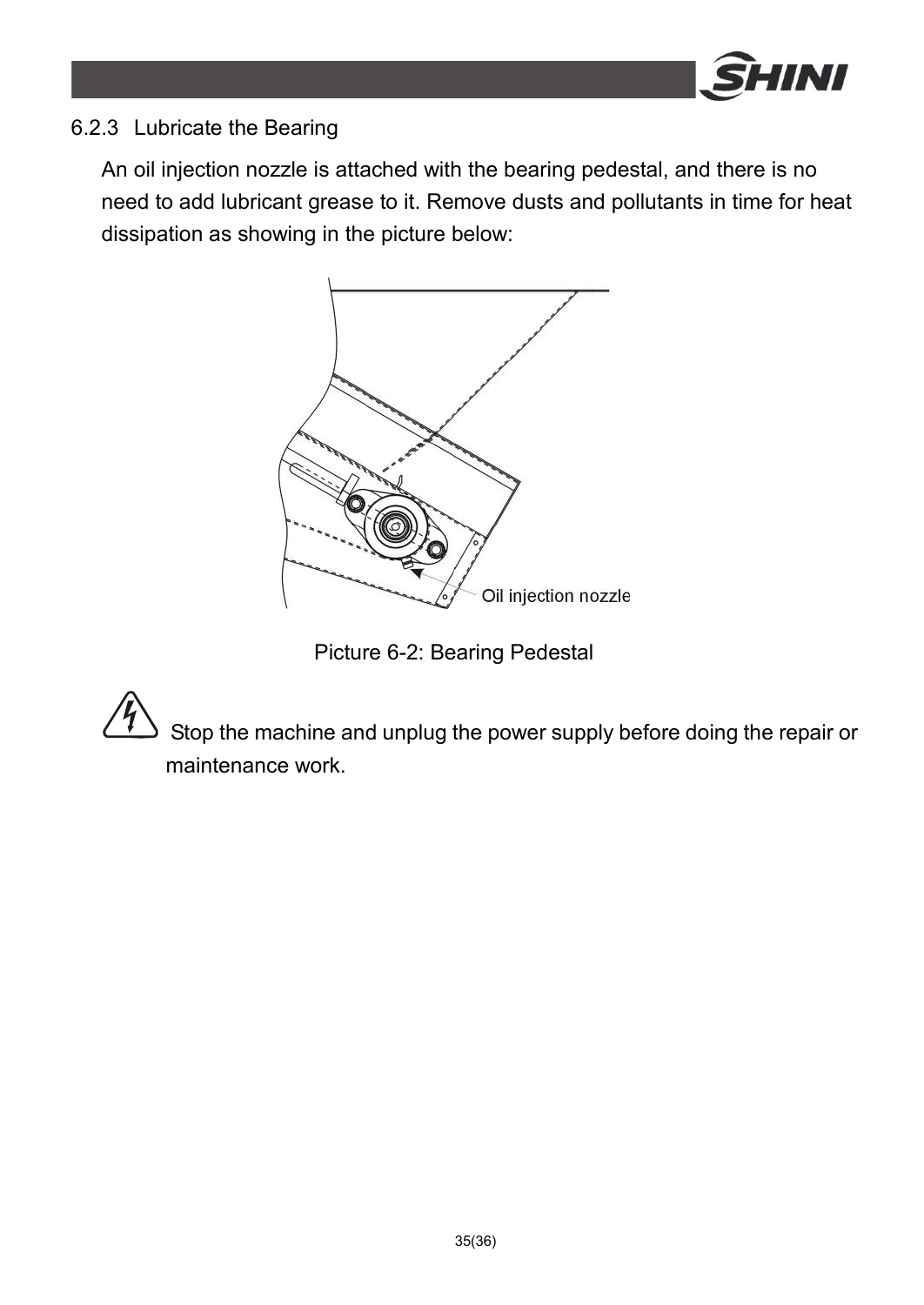### 6.2.3 Lubricate the Bearing

An oil injection nozzle is attached with the bearing pedestal, and there is no need to add lubricant grease to it. Remove dusts and pollutants in time for heat dissipation as showing in the picture below:

Oil injection nozzle

Picture 6-2: Bearing Pedestal

Stop the machine and unplug the power supply before doing the repair or maintenance work.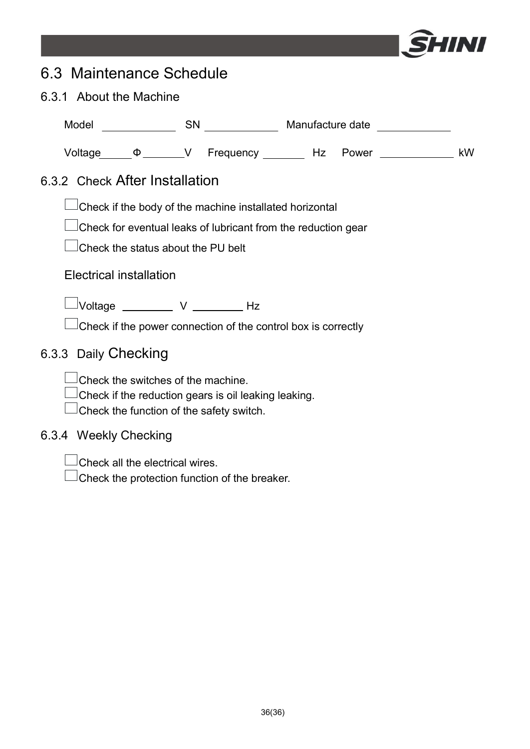## 6.3 Maintenance Schedule

### 6.3.1 About the Machine

Model ____________ SN ____________ Manufacture date ____________

Voltage_____Φ_______V Frequency _______ Hz Power ____________ kW

### 6.3.2 Check After Installation

☐Check if the body of the machine installated horizontal

☐Check for eventual leaks of lubricant from the reduction gear

☐Check the status about the PU belt

Electrical installation

☐Voltage ________ V ________ Hz

☐Check if the power connection of the control box is correctly

### 6.3.3 Daily Checking

☐Check the switches of the machine.

☐Check if the reduction gears is oil leaking leaking.

☐Check the function of the safety switch.

### 6.3.4 Weekly Checking

☐Check all the electrical wires.

☐Check the protection function of the breaker.